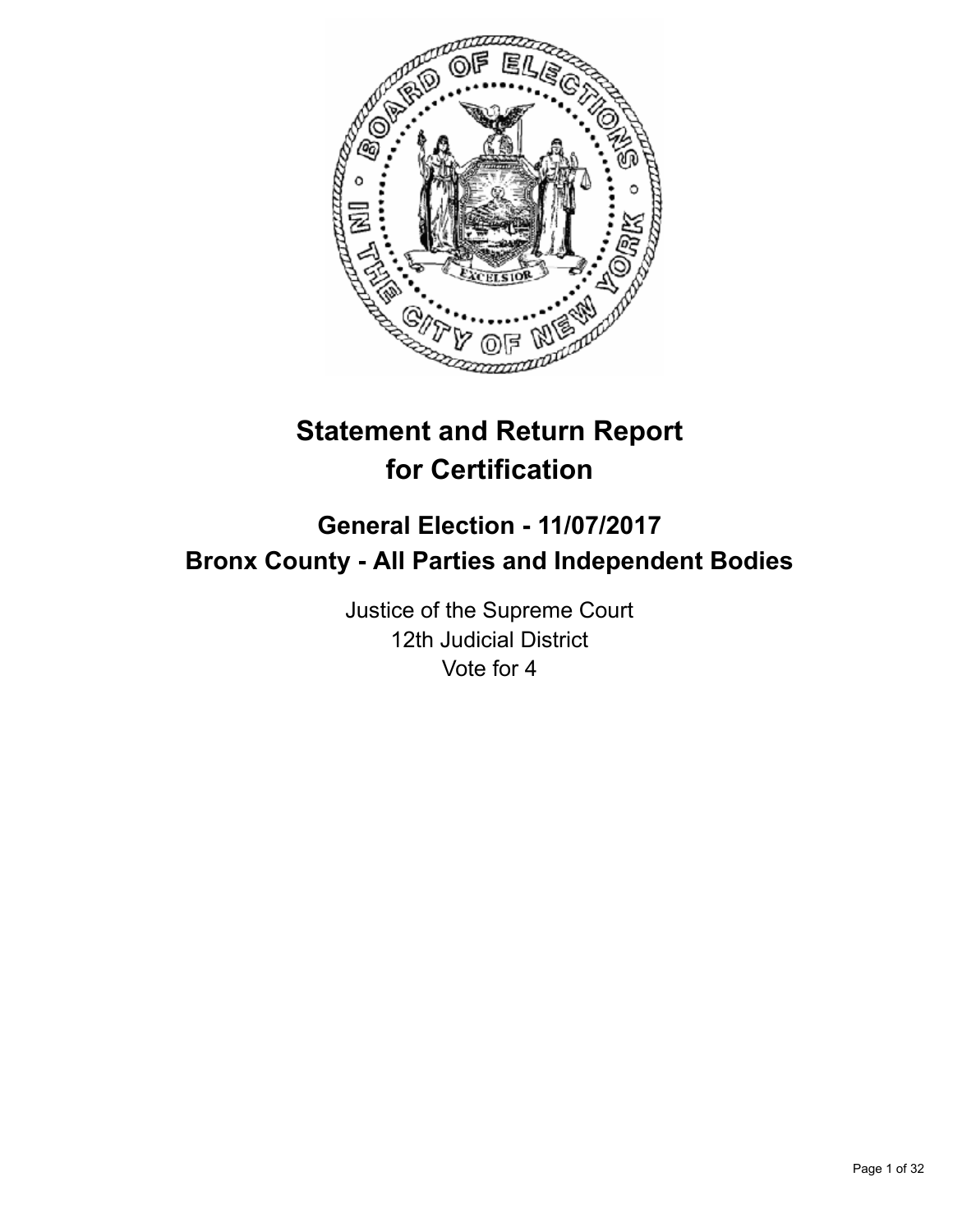# Statement and Return Report for Certification

## General Election - 11/07/2017
## Bronx County - All Parties and Independent Bodies

Justice of the Supreme Court
12th Judicial District
Vote for 4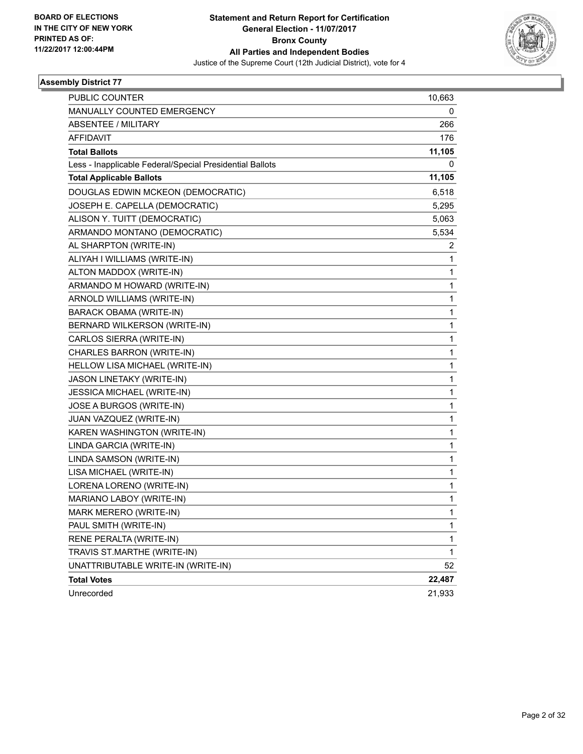**BOARD OF ELECTIONS IN THE CITY OF NEW YORK PRINTED AS OF: 11/22/2017 12:00:44PM**

# Statement and Return Report for Certification
## General Election - 11/07/2017
## Bronx County
## All Parties and Independent Bodies
Justice of the Supreme Court (12th Judicial District), vote for 4

### Assembly District 77

| | |
|---|---|
| PUBLIC COUNTER | 10,663 |
| MANUALLY COUNTED EMERGENCY | 0 |
| ABSENTEE / MILITARY | 266 |
| AFFIDAVIT | 176 |
| **Total Ballots** | **11,105** |
| Less - Inapplicable Federal/Special Presidential Ballots | 0 |
| **Total Applicable Ballots** | **11,105** |
| DOUGLAS EDWIN MCKEON (DEMOCRATIC) | 6,518 |
| JOSEPH E. CAPELLA (DEMOCRATIC) | 5,295 |
| ALISON Y. TUITT (DEMOCRATIC) | 5,063 |
| ARMANDO MONTANO (DEMOCRATIC) | 5,534 |
| AL SHARPTON (WRITE-IN) | 2 |
| ALIYAH I WILLIAMS (WRITE-IN) | 1 |
| ALTON MADDOX (WRITE-IN) | 1 |
| ARMANDO M HOWARD (WRITE-IN) | 1 |
| ARNOLD WILLIAMS (WRITE-IN) | 1 |
| BARACK OBAMA (WRITE-IN) | 1 |
| BERNARD WILKERSON (WRITE-IN) | 1 |
| CARLOS SIERRA (WRITE-IN) | 1 |
| CHARLES BARRON (WRITE-IN) | 1 |
| HELLOW LISA MICHAEL (WRITE-IN) | 1 |
| JASON LINETAKY (WRITE-IN) | 1 |
| JESSICA MICHAEL (WRITE-IN) | 1 |
| JOSE A BURGOS (WRITE-IN) | 1 |
| JUAN VAZQUEZ (WRITE-IN) | 1 |
| KAREN WASHINGTON (WRITE-IN) | 1 |
| LINDA GARCIA (WRITE-IN) | 1 |
| LINDA SAMSON (WRITE-IN) | 1 |
| LISA MICHAEL (WRITE-IN) | 1 |
| LORENA LORENO (WRITE-IN) | 1 |
| MARIANO LABOY (WRITE-IN) | 1 |
| MARK MERERO (WRITE-IN) | 1 |
| PAUL SMITH (WRITE-IN) | 1 |
| RENE PERALTA (WRITE-IN) | 1 |
| TRAVIS ST.MARTHE (WRITE-IN) | 1 |
| UNATTRIBUTABLE WRITE-IN (WRITE-IN) | 52 |
| **Total Votes** | **22,487** |
| Unrecorded | 21,933 |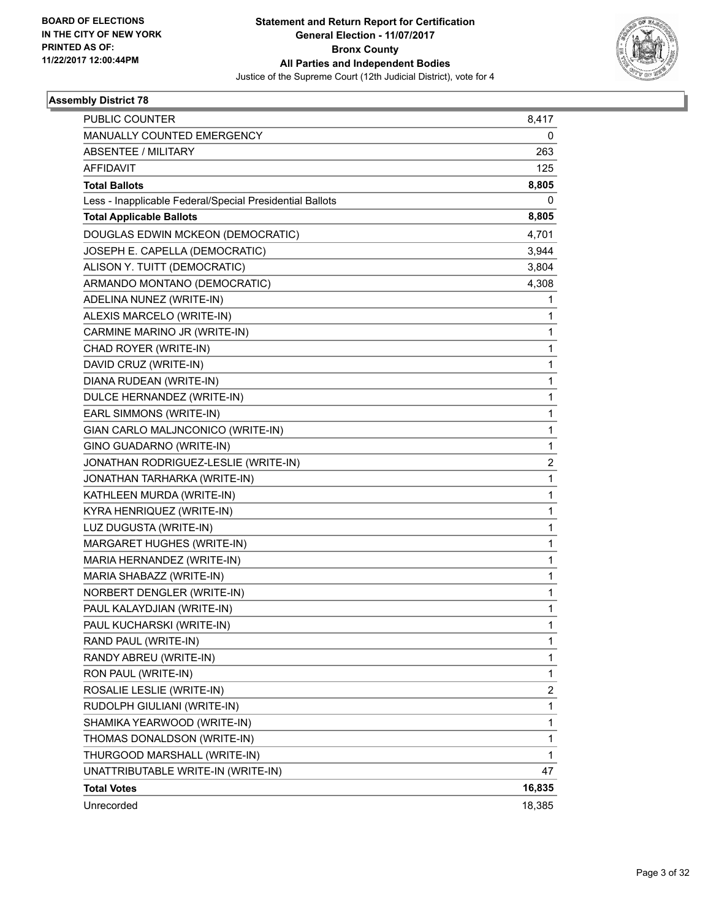BOARD OF ELECTIONS
IN THE CITY OF NEW YORK
PRINTED AS OF:
11/22/2017 12:00:44PM

**Statement and Return Report for Certification**
**General Election - 11/07/2017**
**Bronx County**
**All Parties and Independent Bodies**
Justice of the Supreme Court (12th Judicial District), vote for 4

### Assembly District 78

| | |
|---|---|
| PUBLIC COUNTER | 8,417 |
| MANUALLY COUNTED EMERGENCY | 0 |
| ABSENTEE / MILITARY | 263 |
| AFFIDAVIT | 125 |
| **Total Ballots** | **8,805** |
| Less - Inapplicable Federal/Special Presidential Ballots | 0 |
| **Total Applicable Ballots** | **8,805** |
| DOUGLAS EDWIN MCKEON (DEMOCRATIC) | 4,701 |
| JOSEPH E. CAPELLA (DEMOCRATIC) | 3,944 |
| ALISON Y. TUITT (DEMOCRATIC) | 3,804 |
| ARMANDO MONTANO (DEMOCRATIC) | 4,308 |
| ADELINA NUNEZ (WRITE-IN) | 1 |
| ALEXIS MARCELO (WRITE-IN) | 1 |
| CARMINE MARINO JR (WRITE-IN) | 1 |
| CHAD ROYER (WRITE-IN) | 1 |
| DAVID CRUZ (WRITE-IN) | 1 |
| DIANA RUDEAN (WRITE-IN) | 1 |
| DULCE HERNANDEZ (WRITE-IN) | 1 |
| EARL SIMMONS (WRITE-IN) | 1 |
| GIAN CARLO MALJNCONICO (WRITE-IN) | 1 |
| GINO GUADARNO (WRITE-IN) | 1 |
| JONATHAN RODRIGUEZ-LESLIE (WRITE-IN) | 2 |
| JONATHAN TARHARKA (WRITE-IN) | 1 |
| KATHLEEN MURDA (WRITE-IN) | 1 |
| KYRA HENRIQUEZ (WRITE-IN) | 1 |
| LUZ DUGUSTA (WRITE-IN) | 1 |
| MARGARET HUGHES (WRITE-IN) | 1 |
| MARIA HERNANDEZ (WRITE-IN) | 1 |
| MARIA SHABAZZ (WRITE-IN) | 1 |
| NORBERT DENGLER (WRITE-IN) | 1 |
| PAUL KALAYDJIAN (WRITE-IN) | 1 |
| PAUL KUCHARSKI (WRITE-IN) | 1 |
| RAND PAUL (WRITE-IN) | 1 |
| RANDY ABREU (WRITE-IN) | 1 |
| RON PAUL (WRITE-IN) | 1 |
| ROSALIE LESLIE (WRITE-IN) | 2 |
| RUDOLPH GIULIANI (WRITE-IN) | 1 |
| SHAMIKA YEARWOOD (WRITE-IN) | 1 |
| THOMAS DONALDSON (WRITE-IN) | 1 |
| THURGOOD MARSHALL (WRITE-IN) | 1 |
| UNATTRIBUTABLE WRITE-IN (WRITE-IN) | 47 |
| **Total Votes** | **16,835** |
| Unrecorded | 18,385 |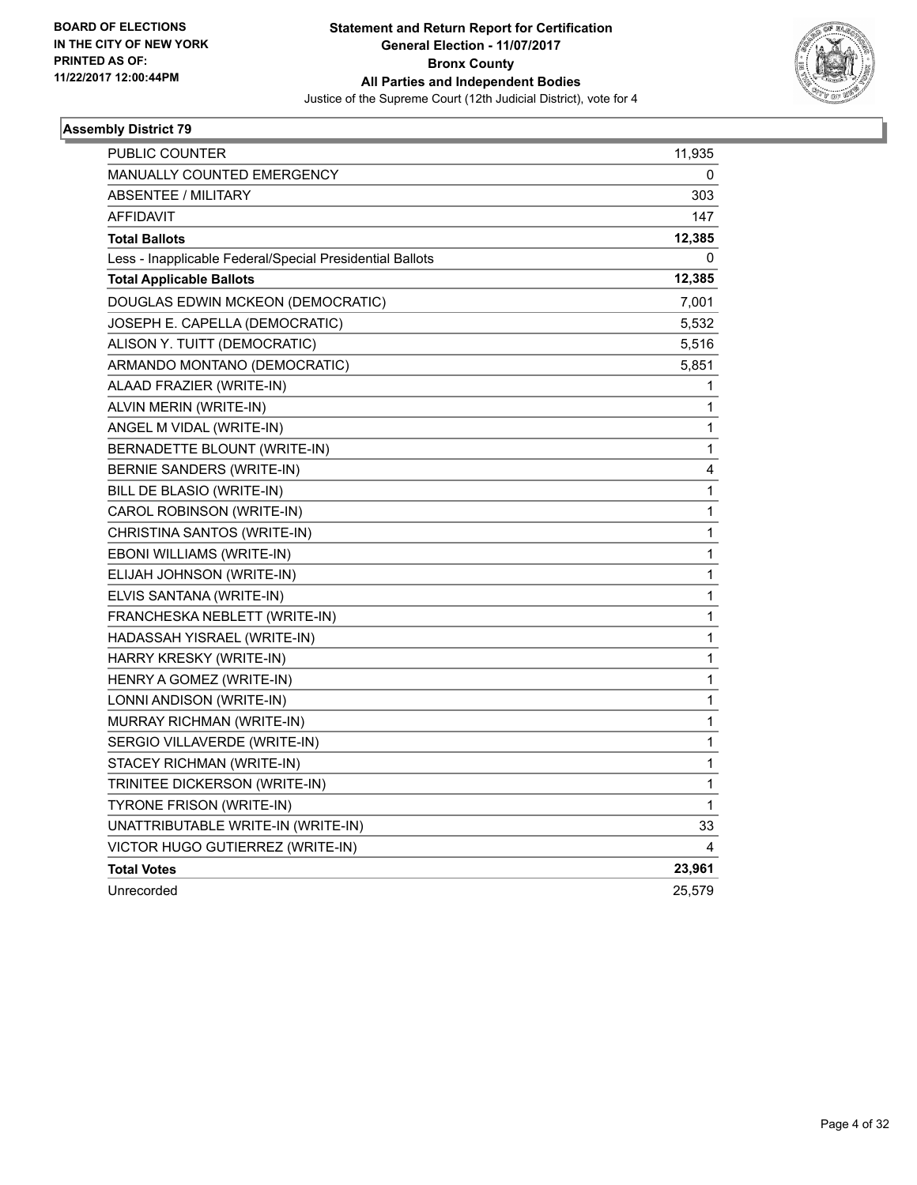**BOARD OF ELECTIONS IN THE CITY OF NEW YORK PRINTED AS OF: 11/22/2017 12:00:44PM**

# Statement and Return Report for Certification
## General Election - 11/07/2017
## Bronx County
## All Parties and Independent Bodies
Justice of the Supreme Court (12th Judicial District), vote for 4

### Assembly District 79

| | |
|---|---|
| PUBLIC COUNTER | 11,935 |
| MANUALLY COUNTED EMERGENCY | 0 |
| ABSENTEE / MILITARY | 303 |
| AFFIDAVIT | 147 |
| **Total Ballots** | **12,385** |
| Less - Inapplicable Federal/Special Presidential Ballots | 0 |
| **Total Applicable Ballots** | **12,385** |
| DOUGLAS EDWIN MCKEON (DEMOCRATIC) | 7,001 |
| JOSEPH E. CAPELLA (DEMOCRATIC) | 5,532 |
| ALISON Y. TUITT (DEMOCRATIC) | 5,516 |
| ARMANDO MONTANO (DEMOCRATIC) | 5,851 |
| ALAAD FRAZIER (WRITE-IN) | 1 |
| ALVIN MERIN (WRITE-IN) | 1 |
| ANGEL M VIDAL (WRITE-IN) | 1 |
| BERNADETTE BLOUNT (WRITE-IN) | 1 |
| BERNIE SANDERS (WRITE-IN) | 4 |
| BILL DE BLASIO (WRITE-IN) | 1 |
| CAROL ROBINSON (WRITE-IN) | 1 |
| CHRISTINA SANTOS (WRITE-IN) | 1 |
| EBONI WILLIAMS (WRITE-IN) | 1 |
| ELIJAH JOHNSON (WRITE-IN) | 1 |
| ELVIS SANTANA (WRITE-IN) | 1 |
| FRANCHESKA NEBLETT (WRITE-IN) | 1 |
| HADASSAH YISRAEL (WRITE-IN) | 1 |
| HARRY KRESKY (WRITE-IN) | 1 |
| HENRY A GOMEZ (WRITE-IN) | 1 |
| LONNI ANDISON (WRITE-IN) | 1 |
| MURRAY RICHMAN (WRITE-IN) | 1 |
| SERGIO VILLAVERDE (WRITE-IN) | 1 |
| STACEY RICHMAN (WRITE-IN) | 1 |
| TRINITEE DICKERSON (WRITE-IN) | 1 |
| TYRONE FRISON (WRITE-IN) | 1 |
| UNATTRIBUTABLE WRITE-IN (WRITE-IN) | 33 |
| VICTOR HUGO GUTIERREZ (WRITE-IN) | 4 |
| **Total Votes** | **23,961** |
| Unrecorded | 25,579 |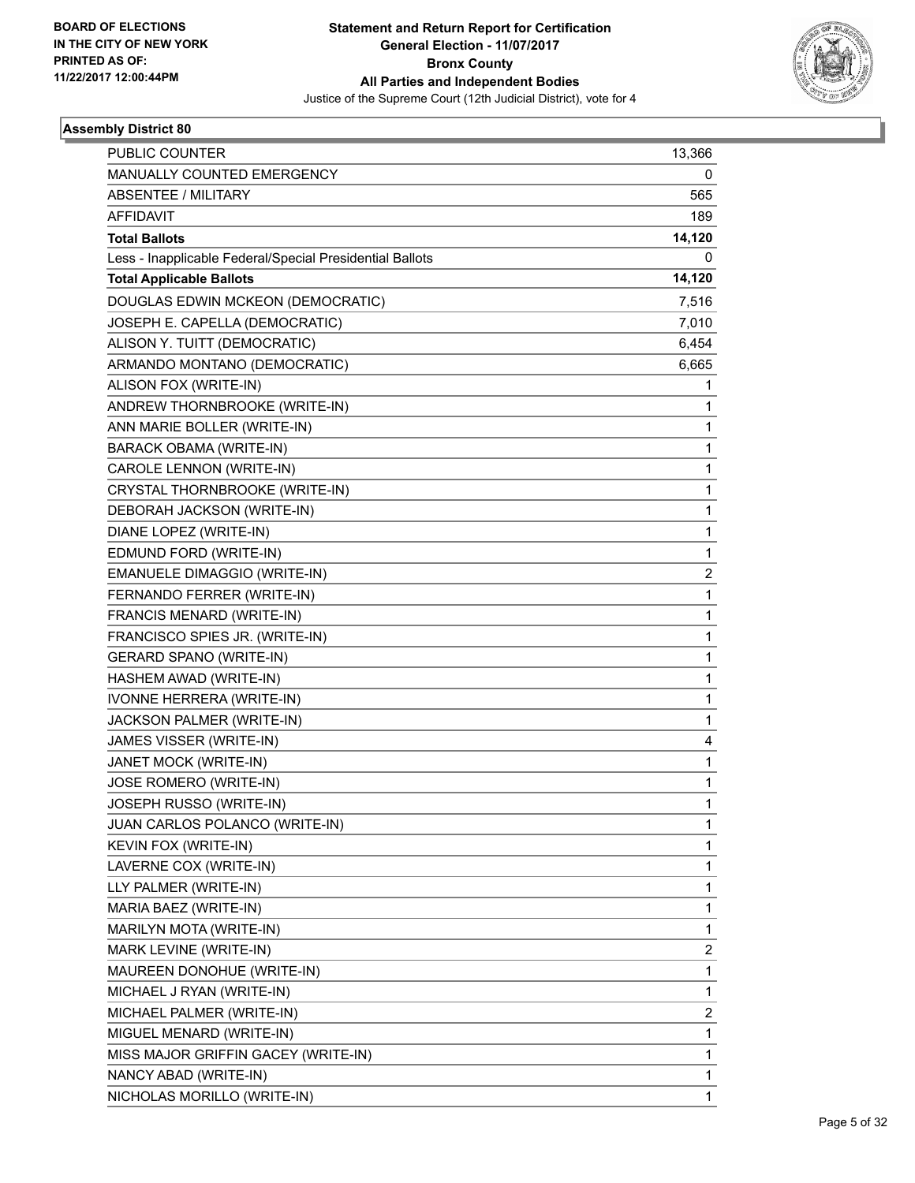BOARD OF ELECTIONS
IN THE CITY OF NEW YORK
PRINTED AS OF:
11/22/2017 12:00:44PM

**Statement and Return Report for Certification**
**General Election - 11/07/2017**
**Bronx County**
**All Parties and Independent Bodies**
Justice of the Supreme Court (12th Judicial District), vote for 4

### Assembly District 80

| | |
|---|---|
| PUBLIC COUNTER | 13,366 |
| MANUALLY COUNTED EMERGENCY | 0 |
| ABSENTEE / MILITARY | 565 |
| AFFIDAVIT | 189 |
| **Total Ballots** | **14,120** |
| Less - Inapplicable Federal/Special Presidential Ballots | 0 |
| **Total Applicable Ballots** | **14,120** |
| DOUGLAS EDWIN MCKEON (DEMOCRATIC) | 7,516 |
| JOSEPH E. CAPELLA (DEMOCRATIC) | 7,010 |
| ALISON Y. TUITT (DEMOCRATIC) | 6,454 |
| ARMANDO MONTANO (DEMOCRATIC) | 6,665 |
| ALISON FOX (WRITE-IN) | 1 |
| ANDREW THORNBROOKE (WRITE-IN) | 1 |
| ANN MARIE BOLLER (WRITE-IN) | 1 |
| BARACK OBAMA (WRITE-IN) | 1 |
| CAROLE LENNON (WRITE-IN) | 1 |
| CRYSTAL THORNBROOKE (WRITE-IN) | 1 |
| DEBORAH JACKSON (WRITE-IN) | 1 |
| DIANE LOPEZ (WRITE-IN) | 1 |
| EDMUND FORD (WRITE-IN) | 1 |
| EMANUELE DIMAGGIO (WRITE-IN) | 2 |
| FERNANDO FERRER (WRITE-IN) | 1 |
| FRANCIS MENARD (WRITE-IN) | 1 |
| FRANCISCO SPIES JR. (WRITE-IN) | 1 |
| GERARD SPANO (WRITE-IN) | 1 |
| HASHEM AWAD (WRITE-IN) | 1 |
| IVONNE HERRERA (WRITE-IN) | 1 |
| JACKSON PALMER (WRITE-IN) | 1 |
| JAMES VISSER (WRITE-IN) | 4 |
| JANET MOCK (WRITE-IN) | 1 |
| JOSE ROMERO (WRITE-IN) | 1 |
| JOSEPH RUSSO (WRITE-IN) | 1 |
| JUAN CARLOS POLANCO (WRITE-IN) | 1 |
| KEVIN FOX (WRITE-IN) | 1 |
| LAVERNE COX (WRITE-IN) | 1 |
| LLY PALMER (WRITE-IN) | 1 |
| MARIA BAEZ (WRITE-IN) | 1 |
| MARILYN MOTA (WRITE-IN) | 1 |
| MARK LEVINE (WRITE-IN) | 2 |
| MAUREEN DONOHUE (WRITE-IN) | 1 |
| MICHAEL J RYAN (WRITE-IN) | 1 |
| MICHAEL PALMER (WRITE-IN) | 2 |
| MIGUEL MENARD (WRITE-IN) | 1 |
| MISS MAJOR GRIFFIN GACEY (WRITE-IN) | 1 |
| NANCY ABAD (WRITE-IN) | 1 |
| NICHOLAS MORILLO (WRITE-IN) | 1 |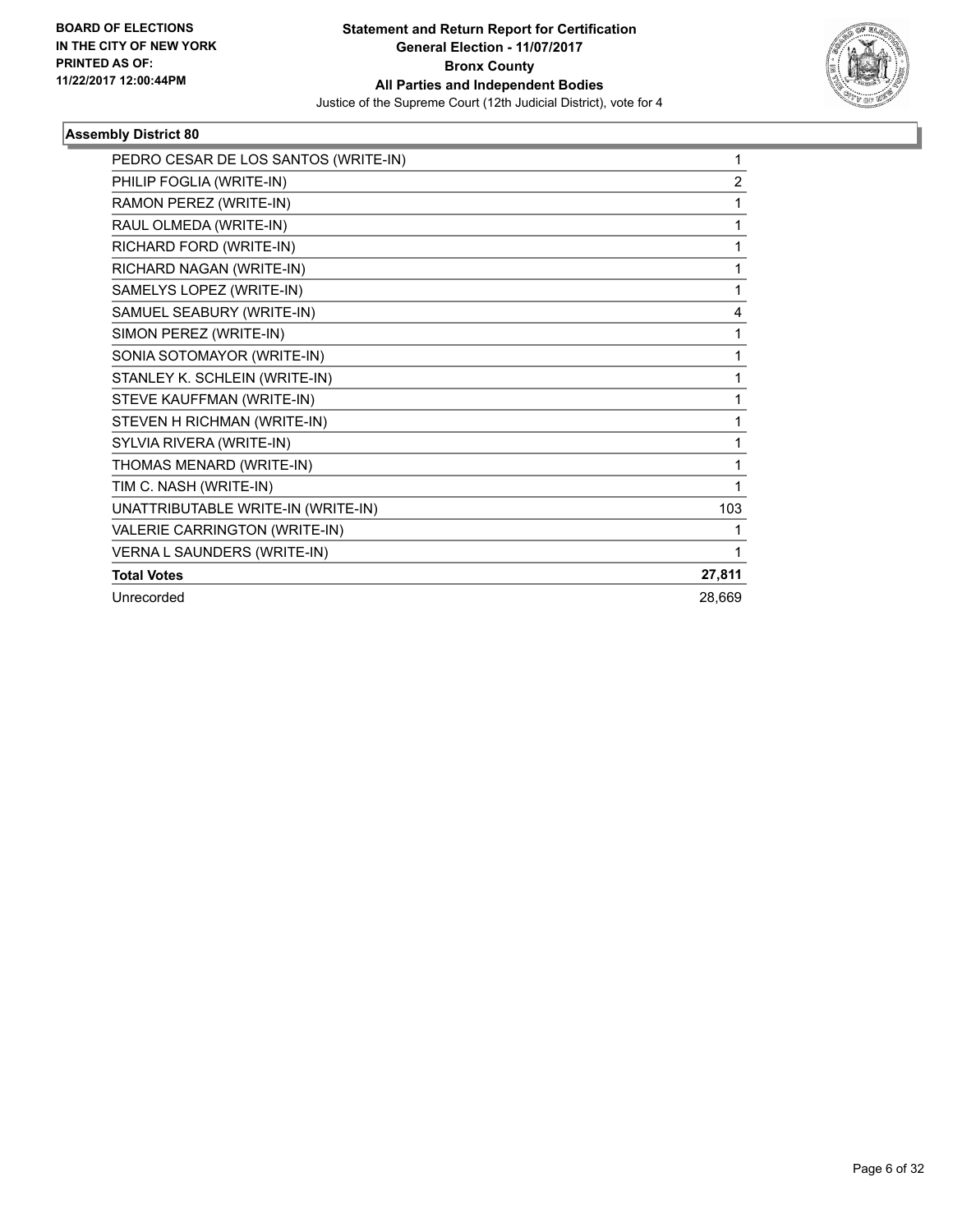**Statement and Return Report for Certification**
**General Election - 11/07/2017**
**Bronx County**
**All Parties and Independent Bodies**
Justice of the Supreme Court (12th Judicial District), vote for 4

BOARD OF ELECTIONS IN THE CITY OF NEW YORK PRINTED AS OF: 11/22/2017 12:00:44PM

### Assembly District 80

| | |
|---|---|
| PEDRO CESAR DE LOS SANTOS (WRITE-IN) | 1 |
| PHILIP FOGLIA (WRITE-IN) | 2 |
| RAMON PEREZ (WRITE-IN) | 1 |
| RAUL OLMEDA (WRITE-IN) | 1 |
| RICHARD FORD (WRITE-IN) | 1 |
| RICHARD NAGAN (WRITE-IN) | 1 |
| SAMELYS LOPEZ (WRITE-IN) | 1 |
| SAMUEL SEABURY (WRITE-IN) | 4 |
| SIMON PEREZ (WRITE-IN) | 1 |
| SONIA SOTOMAYOR (WRITE-IN) | 1 |
| STANLEY K. SCHLEIN (WRITE-IN) | 1 |
| STEVE KAUFFMAN (WRITE-IN) | 1 |
| STEVEN H RICHMAN (WRITE-IN) | 1 |
| SYLVIA RIVERA (WRITE-IN) | 1 |
| THOMAS MENARD (WRITE-IN) | 1 |
| TIM C. NASH (WRITE-IN) | 1 |
| UNATTRIBUTABLE WRITE-IN (WRITE-IN) | 103 |
| VALERIE CARRINGTON (WRITE-IN) | 1 |
| VERNA L SAUNDERS (WRITE-IN) | 1 |
| **Total Votes** | **27,811** |
| Unrecorded | 28,669 |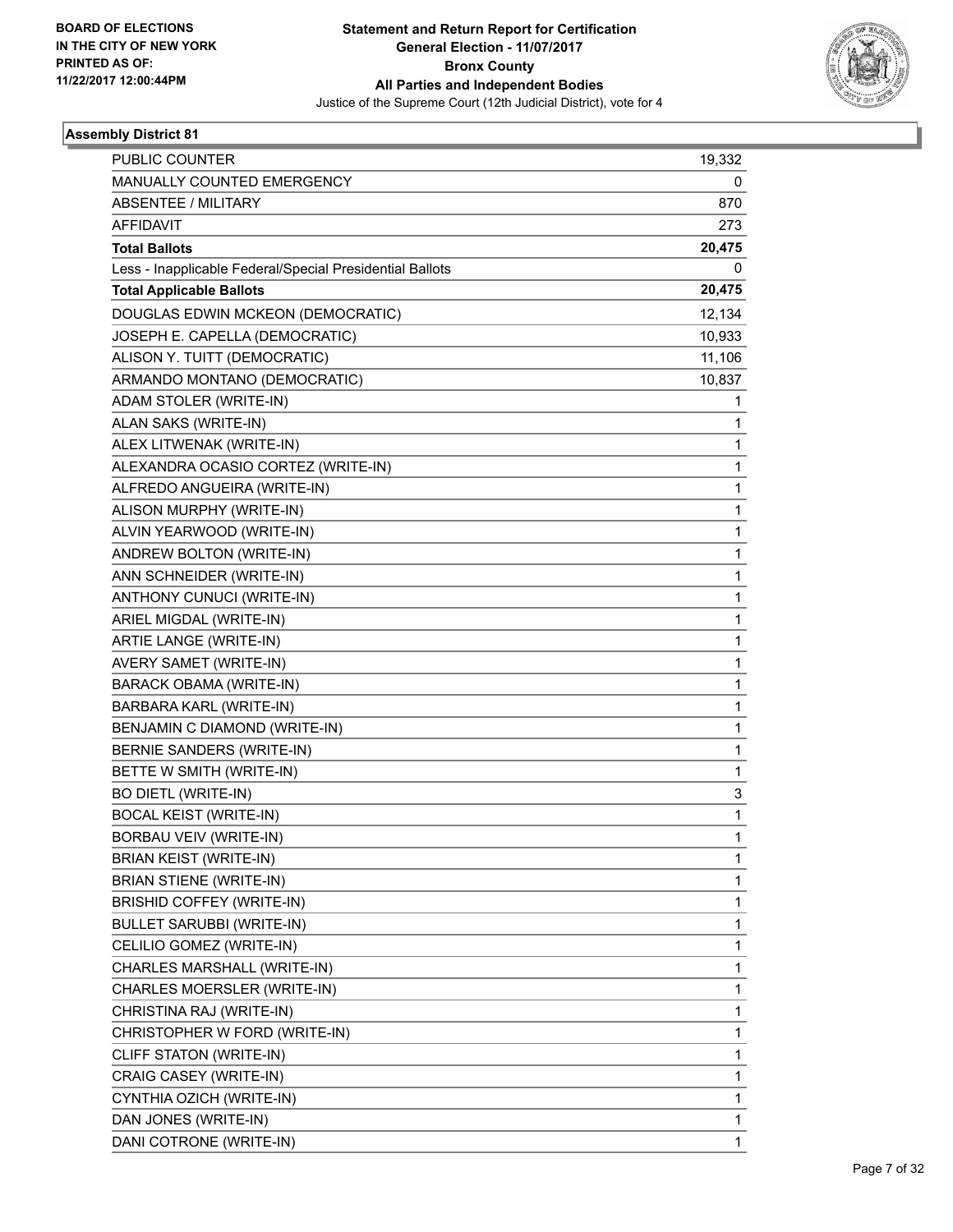**Statement and Return Report for Certification**
**General Election - 11/07/2017**
**Bronx County**
**All Parties and Independent Bodies**
Justice of the Supreme Court (12th Judicial District), vote for 4

BOARD OF ELECTIONS
IN THE CITY OF NEW YORK
PRINTED AS OF:
11/22/2017 12:00:44PM

### Assembly District 81

| | |
|---|---|
| PUBLIC COUNTER | 19,332 |
| MANUALLY COUNTED EMERGENCY | 0 |
| ABSENTEE / MILITARY | 870 |
| AFFIDAVIT | 273 |
| **Total Ballots** | **20,475** |
| Less - Inapplicable Federal/Special Presidential Ballots | 0 |
| **Total Applicable Ballots** | **20,475** |
| DOUGLAS EDWIN MCKEON (DEMOCRATIC) | 12,134 |
| JOSEPH E. CAPELLA (DEMOCRATIC) | 10,933 |
| ALISON Y. TUITT (DEMOCRATIC) | 11,106 |
| ARMANDO MONTANO (DEMOCRATIC) | 10,837 |
| ADAM STOLER (WRITE-IN) | 1 |
| ALAN SAKS (WRITE-IN) | 1 |
| ALEX LITWENAK (WRITE-IN) | 1 |
| ALEXANDRA OCASIO CORTEZ (WRITE-IN) | 1 |
| ALFREDO ANGUEIRA (WRITE-IN) | 1 |
| ALISON MURPHY (WRITE-IN) | 1 |
| ALVIN YEARWOOD (WRITE-IN) | 1 |
| ANDREW BOLTON (WRITE-IN) | 1 |
| ANN SCHNEIDER (WRITE-IN) | 1 |
| ANTHONY CUNUCI (WRITE-IN) | 1 |
| ARIEL MIGDAL (WRITE-IN) | 1 |
| ARTIE LANGE (WRITE-IN) | 1 |
| AVERY SAMET (WRITE-IN) | 1 |
| BARACK OBAMA (WRITE-IN) | 1 |
| BARBARA KARL (WRITE-IN) | 1 |
| BENJAMIN C DIAMOND (WRITE-IN) | 1 |
| BERNIE SANDERS (WRITE-IN) | 1 |
| BETTE W SMITH (WRITE-IN) | 1 |
| BO DIETL (WRITE-IN) | 3 |
| BOCAL KEIST (WRITE-IN) | 1 |
| BORBAU VEIV (WRITE-IN) | 1 |
| BRIAN KEIST (WRITE-IN) | 1 |
| BRIAN STIENE (WRITE-IN) | 1 |
| BRISHID COFFEY (WRITE-IN) | 1 |
| BULLET SARUBBI (WRITE-IN) | 1 |
| CELILIO GOMEZ (WRITE-IN) | 1 |
| CHARLES MARSHALL (WRITE-IN) | 1 |
| CHARLES MOERSLER (WRITE-IN) | 1 |
| CHRISTINA RAJ (WRITE-IN) | 1 |
| CHRISTOPHER W FORD (WRITE-IN) | 1 |
| CLIFF STATON (WRITE-IN) | 1 |
| CRAIG CASEY (WRITE-IN) | 1 |
| CYNTHIA OZICH (WRITE-IN) | 1 |
| DAN JONES (WRITE-IN) | 1 |
| DANI COTRONE (WRITE-IN) | 1 |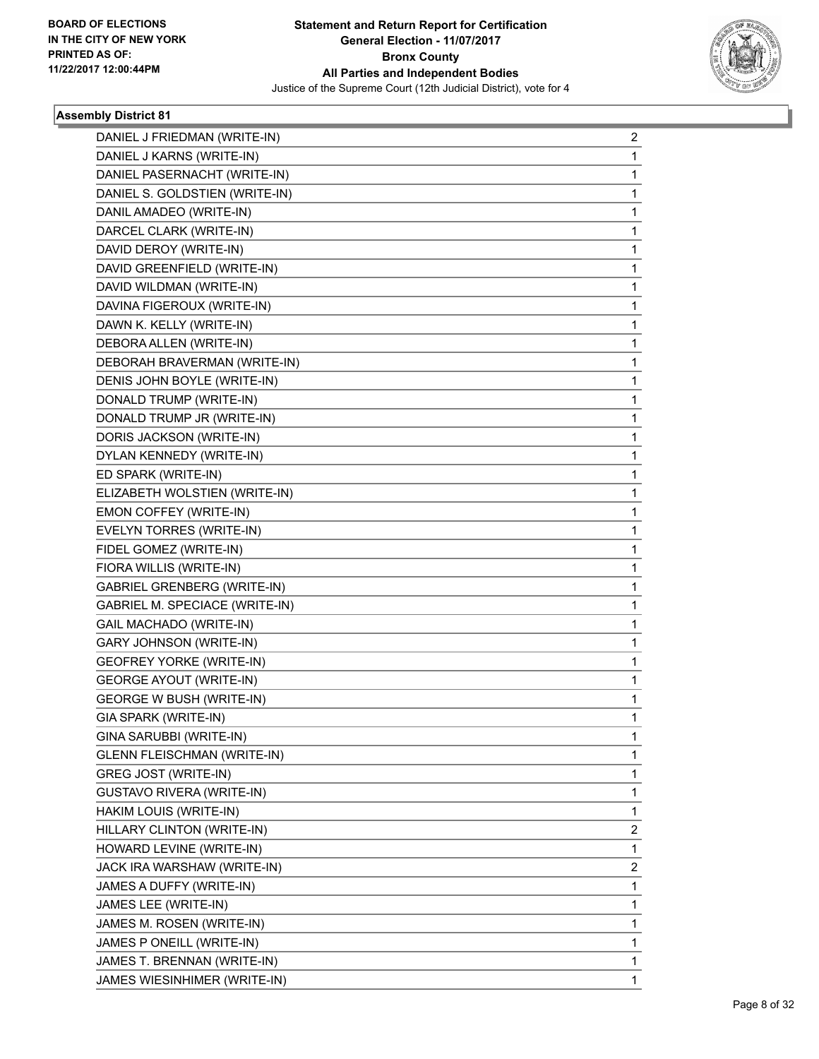**BOARD OF ELECTIONS IN THE CITY OF NEW YORK PRINTED AS OF: 11/22/2017 12:00:44PM**

**Statement and Return Report for Certification**
**General Election - 11/07/2017**
**Bronx County**
**All Parties and Independent Bodies**
Justice of the Supreme Court (12th Judicial District), vote for 4

### Assembly District 81

| | |
|---|---|
| DANIEL J FRIEDMAN (WRITE-IN) | 2 |
| DANIEL J KARNS (WRITE-IN) | 1 |
| DANIEL PASERNACHT (WRITE-IN) | 1 |
| DANIEL S. GOLDSTIEN (WRITE-IN) | 1 |
| DANIL AMADEO (WRITE-IN) | 1 |
| DARCEL CLARK (WRITE-IN) | 1 |
| DAVID DEROY (WRITE-IN) | 1 |
| DAVID GREENFIELD (WRITE-IN) | 1 |
| DAVID WILDMAN (WRITE-IN) | 1 |
| DAVINA FIGEROUX (WRITE-IN) | 1 |
| DAWN K. KELLY (WRITE-IN) | 1 |
| DEBORA ALLEN (WRITE-IN) | 1 |
| DEBORAH BRAVERMAN (WRITE-IN) | 1 |
| DENIS JOHN BOYLE (WRITE-IN) | 1 |
| DONALD TRUMP (WRITE-IN) | 1 |
| DONALD TRUMP JR (WRITE-IN) | 1 |
| DORIS JACKSON (WRITE-IN) | 1 |
| DYLAN KENNEDY (WRITE-IN) | 1 |
| ED SPARK (WRITE-IN) | 1 |
| ELIZABETH WOLSTIEN (WRITE-IN) | 1 |
| EMON COFFEY (WRITE-IN) | 1 |
| EVELYN TORRES (WRITE-IN) | 1 |
| FIDEL GOMEZ (WRITE-IN) | 1 |
| FIORA WILLIS (WRITE-IN) | 1 |
| GABRIEL GRENBERG (WRITE-IN) | 1 |
| GABRIEL M. SPECIACE (WRITE-IN) | 1 |
| GAIL MACHADO (WRITE-IN) | 1 |
| GARY JOHNSON (WRITE-IN) | 1 |
| GEOFREY YORKE (WRITE-IN) | 1 |
| GEORGE AYOUT (WRITE-IN) | 1 |
| GEORGE W BUSH (WRITE-IN) | 1 |
| GIA SPARK (WRITE-IN) | 1 |
| GINA SARUBBI (WRITE-IN) | 1 |
| GLENN FLEISCHMAN (WRITE-IN) | 1 |
| GREG JOST (WRITE-IN) | 1 |
| GUSTAVO RIVERA (WRITE-IN) | 1 |
| HAKIM LOUIS (WRITE-IN) | 1 |
| HILLARY CLINTON (WRITE-IN) | 2 |
| HOWARD LEVINE (WRITE-IN) | 1 |
| JACK IRA WARSHAW (WRITE-IN) | 2 |
| JAMES A DUFFY (WRITE-IN) | 1 |
| JAMES LEE (WRITE-IN) | 1 |
| JAMES M. ROSEN (WRITE-IN) | 1 |
| JAMES P ONEILL (WRITE-IN) | 1 |
| JAMES T. BRENNAN (WRITE-IN) | 1 |
| JAMES WIESINHIMER (WRITE-IN) | 1 |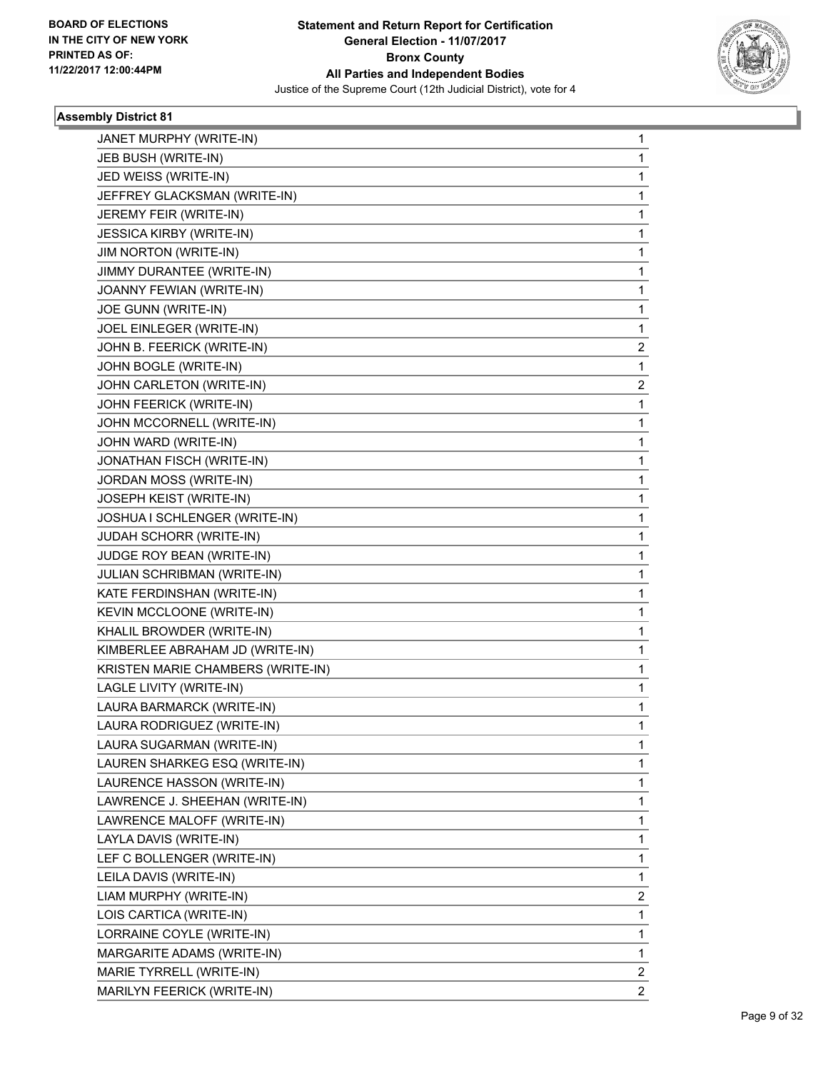**BOARD OF ELECTIONS IN THE CITY OF NEW YORK PRINTED AS OF: 11/22/2017 12:00:44PM**

**Statement and Return Report for Certification General Election - 11/07/2017 Bronx County All Parties and Independent Bodies**

Justice of the Supreme Court (12th Judicial District), vote for 4

### Assembly District 81

| | |
|---|---|
| JANET MURPHY (WRITE-IN) | 1 |
| JEB BUSH (WRITE-IN) | 1 |
| JED WEISS (WRITE-IN) | 1 |
| JEFFREY GLACKSMAN (WRITE-IN) | 1 |
| JEREMY FEIR (WRITE-IN) | 1 |
| JESSICA KIRBY (WRITE-IN) | 1 |
| JIM NORTON (WRITE-IN) | 1 |
| JIMMY DURANTEE (WRITE-IN) | 1 |
| JOANNY FEWIAN (WRITE-IN) | 1 |
| JOE GUNN (WRITE-IN) | 1 |
| JOEL EINLEGER (WRITE-IN) | 1 |
| JOHN B. FEERICK (WRITE-IN) | 2 |
| JOHN BOGLE (WRITE-IN) | 1 |
| JOHN CARLETON (WRITE-IN) | 2 |
| JOHN FEERICK (WRITE-IN) | 1 |
| JOHN MCCORNELL (WRITE-IN) | 1 |
| JOHN WARD (WRITE-IN) | 1 |
| JONATHAN FISCH (WRITE-IN) | 1 |
| JORDAN MOSS (WRITE-IN) | 1 |
| JOSEPH KEIST (WRITE-IN) | 1 |
| JOSHUA I SCHLENGER (WRITE-IN) | 1 |
| JUDAH SCHORR (WRITE-IN) | 1 |
| JUDGE ROY BEAN (WRITE-IN) | 1 |
| JULIAN SCHRIBMAN (WRITE-IN) | 1 |
| KATE FERDINSHAN (WRITE-IN) | 1 |
| KEVIN MCCLOONE (WRITE-IN) | 1 |
| KHALIL BROWDER (WRITE-IN) | 1 |
| KIMBERLEE ABRAHAM JD (WRITE-IN) | 1 |
| KRISTEN MARIE CHAMBERS (WRITE-IN) | 1 |
| LAGLE LIVITY (WRITE-IN) | 1 |
| LAURA BARMARCK (WRITE-IN) | 1 |
| LAURA RODRIGUEZ (WRITE-IN) | 1 |
| LAURA SUGARMAN (WRITE-IN) | 1 |
| LAUREN SHARKEG ESQ (WRITE-IN) | 1 |
| LAURENCE HASSON (WRITE-IN) | 1 |
| LAWRENCE J. SHEEHAN (WRITE-IN) | 1 |
| LAWRENCE MALOFF (WRITE-IN) | 1 |
| LAYLA DAVIS (WRITE-IN) | 1 |
| LEF C BOLLENGER (WRITE-IN) | 1 |
| LEILA DAVIS (WRITE-IN) | 1 |
| LIAM MURPHY (WRITE-IN) | 2 |
| LOIS CARTICA (WRITE-IN) | 1 |
| LORRAINE COYLE (WRITE-IN) | 1 |
| MARGARITE ADAMS (WRITE-IN) | 1 |
| MARIE TYRRELL (WRITE-IN) | 2 |
| MARILYN FEERICK (WRITE-IN) | 2 |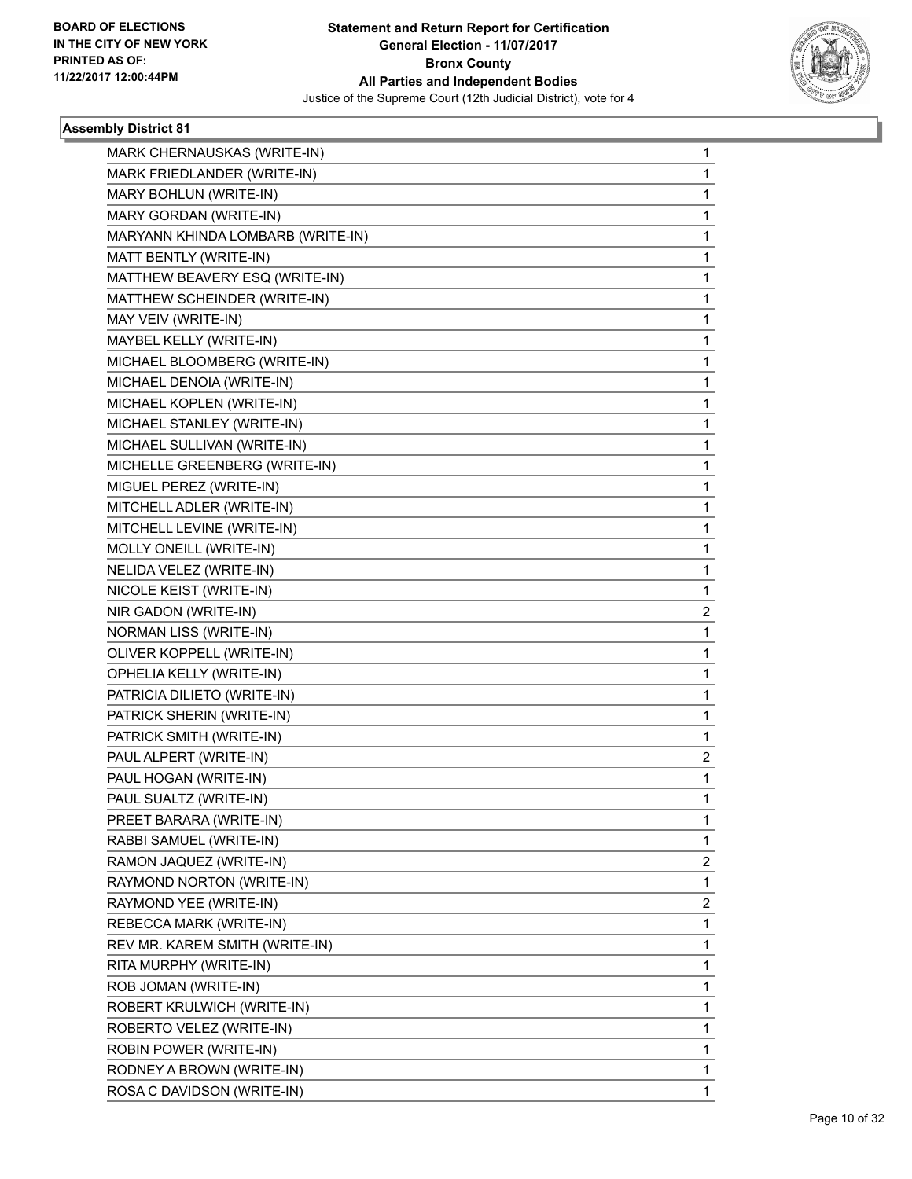**BOARD OF ELECTIONS IN THE CITY OF NEW YORK PRINTED AS OF: 11/22/2017 12:00:44PM**

**Statement and Return Report for Certification**
**General Election - 11/07/2017**
**Bronx County**
**All Parties and Independent Bodies**
Justice of the Supreme Court (12th Judicial District), vote for 4

### Assembly District 81

| | |
|---|---|
| MARK CHERNAUSKAS (WRITE-IN) | 1 |
| MARK FRIEDLANDER (WRITE-IN) | 1 |
| MARY BOHLUN (WRITE-IN) | 1 |
| MARY GORDAN (WRITE-IN) | 1 |
| MARYANN KHINDA LOMBARB (WRITE-IN) | 1 |
| MATT BENTLY (WRITE-IN) | 1 |
| MATTHEW BEAVERY ESQ (WRITE-IN) | 1 |
| MATTHEW SCHEINDER (WRITE-IN) | 1 |
| MAY VEIV (WRITE-IN) | 1 |
| MAYBEL KELLY (WRITE-IN) | 1 |
| MICHAEL BLOOMBERG (WRITE-IN) | 1 |
| MICHAEL DENOIA (WRITE-IN) | 1 |
| MICHAEL KOPLEN (WRITE-IN) | 1 |
| MICHAEL STANLEY (WRITE-IN) | 1 |
| MICHAEL SULLIVAN (WRITE-IN) | 1 |
| MICHELLE GREENBERG (WRITE-IN) | 1 |
| MIGUEL PEREZ (WRITE-IN) | 1 |
| MITCHELL ADLER (WRITE-IN) | 1 |
| MITCHELL LEVINE (WRITE-IN) | 1 |
| MOLLY ONEILL (WRITE-IN) | 1 |
| NELIDA VELEZ (WRITE-IN) | 1 |
| NICOLE KEIST (WRITE-IN) | 1 |
| NIR GADON (WRITE-IN) | 2 |
| NORMAN LISS (WRITE-IN) | 1 |
| OLIVER KOPPELL (WRITE-IN) | 1 |
| OPHELIA KELLY (WRITE-IN) | 1 |
| PATRICIA DILIETO (WRITE-IN) | 1 |
| PATRICK SHERIN (WRITE-IN) | 1 |
| PATRICK SMITH (WRITE-IN) | 1 |
| PAUL ALPERT (WRITE-IN) | 2 |
| PAUL HOGAN (WRITE-IN) | 1 |
| PAUL SUALTZ (WRITE-IN) | 1 |
| PREET BARARA (WRITE-IN) | 1 |
| RABBI SAMUEL (WRITE-IN) | 1 |
| RAMON JAQUEZ (WRITE-IN) | 2 |
| RAYMOND NORTON (WRITE-IN) | 1 |
| RAYMOND YEE (WRITE-IN) | 2 |
| REBECCA MARK (WRITE-IN) | 1 |
| REV MR. KAREM SMITH (WRITE-IN) | 1 |
| RITA MURPHY (WRITE-IN) | 1 |
| ROB JOMAN (WRITE-IN) | 1 |
| ROBERT KRULWICH (WRITE-IN) | 1 |
| ROBERTO VELEZ (WRITE-IN) | 1 |
| ROBIN POWER (WRITE-IN) | 1 |
| RODNEY A BROWN (WRITE-IN) | 1 |
| ROSA C DAVIDSON (WRITE-IN) | 1 |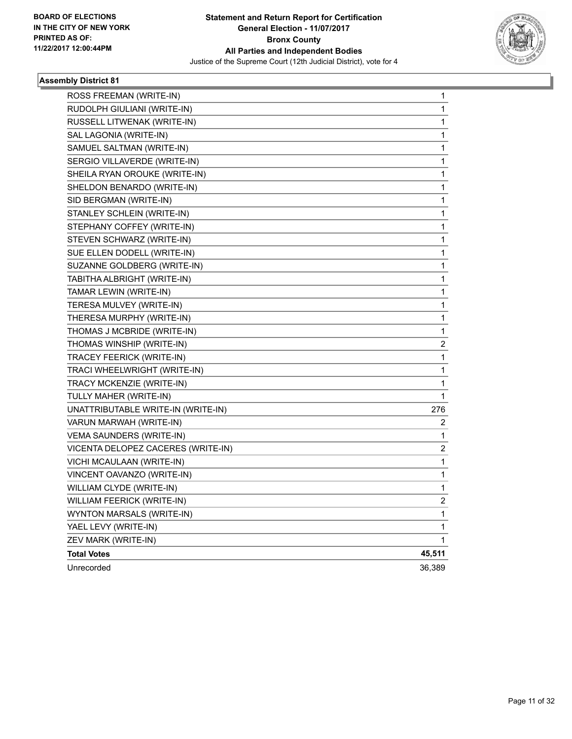**BOARD OF ELECTIONS IN THE CITY OF NEW YORK PRINTED AS OF: 11/22/2017 12:00:44PM**

**Statement and Return Report for Certification**
**General Election - 11/07/2017**
**Bronx County**
**All Parties and Independent Bodies**
Justice of the Supreme Court (12th Judicial District), vote for 4

### Assembly District 81

| | |
|---|---|
| ROSS FREEMAN (WRITE-IN) | 1 |
| RUDOLPH GIULIANI (WRITE-IN) | 1 |
| RUSSELL LITWENAK (WRITE-IN) | 1 |
| SAL LAGONIA (WRITE-IN) | 1 |
| SAMUEL SALTMAN (WRITE-IN) | 1 |
| SERGIO VILLAVERDE (WRITE-IN) | 1 |
| SHEILA RYAN OROUKE (WRITE-IN) | 1 |
| SHELDON BENARDO (WRITE-IN) | 1 |
| SID BERGMAN (WRITE-IN) | 1 |
| STANLEY SCHLEIN (WRITE-IN) | 1 |
| STEPHANY COFFEY (WRITE-IN) | 1 |
| STEVEN SCHWARZ (WRITE-IN) | 1 |
| SUE ELLEN DODELL (WRITE-IN) | 1 |
| SUZANNE GOLDBERG (WRITE-IN) | 1 |
| TABITHA ALBRIGHT (WRITE-IN) | 1 |
| TAMAR LEWIN (WRITE-IN) | 1 |
| TERESA MULVEY (WRITE-IN) | 1 |
| THERESA MURPHY (WRITE-IN) | 1 |
| THOMAS J MCBRIDE (WRITE-IN) | 1 |
| THOMAS WINSHIP (WRITE-IN) | 2 |
| TRACEY FEERICK (WRITE-IN) | 1 |
| TRACI WHEELWRIGHT (WRITE-IN) | 1 |
| TRACY MCKENZIE (WRITE-IN) | 1 |
| TULLY MAHER (WRITE-IN) | 1 |
| UNATTRIBUTABLE WRITE-IN (WRITE-IN) | 276 |
| VARUN MARWAH (WRITE-IN) | 2 |
| VEMA SAUNDERS (WRITE-IN) | 1 |
| VICENTA DELOPEZ CACERES (WRITE-IN) | 2 |
| VICHI MCAULAAN (WRITE-IN) | 1 |
| VINCENT OAVANZO (WRITE-IN) | 1 |
| WILLIAM CLYDE (WRITE-IN) | 1 |
| WILLIAM FEERICK (WRITE-IN) | 2 |
| WYNTON MARSALS (WRITE-IN) | 1 |
| YAEL LEVY (WRITE-IN) | 1 |
| ZEV MARK (WRITE-IN) | 1 |
| **Total Votes** | **45,511** |
| Unrecorded | 36,389 |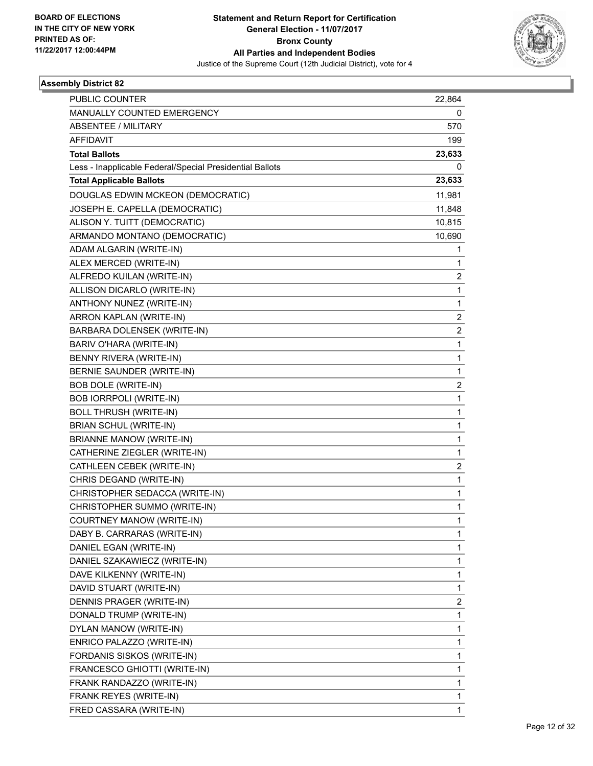**BOARD OF ELECTIONS IN THE CITY OF NEW YORK PRINTED AS OF: 11/22/2017 12:00:44PM**

# Statement and Return Report for Certification
## General Election - 11/07/2017
## Bronx County
## All Parties and Independent Bodies
Justice of the Supreme Court (12th Judicial District), vote for 4

### Assembly District 82

| | |
|---|---|
| PUBLIC COUNTER | 22,864 |
| MANUALLY COUNTED EMERGENCY | 0 |
| ABSENTEE / MILITARY | 570 |
| AFFIDAVIT | 199 |
| **Total Ballots** | **23,633** |
| Less - Inapplicable Federal/Special Presidential Ballots | 0 |
| **Total Applicable Ballots** | **23,633** |
| DOUGLAS EDWIN MCKEON (DEMOCRATIC) | 11,981 |
| JOSEPH E. CAPELLA (DEMOCRATIC) | 11,848 |
| ALISON Y. TUITT (DEMOCRATIC) | 10,815 |
| ARMANDO MONTANO (DEMOCRATIC) | 10,690 |
| ADAM ALGARIN (WRITE-IN) | 1 |
| ALEX MERCED (WRITE-IN) | 1 |
| ALFREDO KUILAN (WRITE-IN) | 2 |
| ALLISON DICARLO (WRITE-IN) | 1 |
| ANTHONY NUNEZ (WRITE-IN) | 1 |
| ARRON KAPLAN (WRITE-IN) | 2 |
| BARBARA DOLENSEK (WRITE-IN) | 2 |
| BARIV O'HARA (WRITE-IN) | 1 |
| BENNY RIVERA (WRITE-IN) | 1 |
| BERNIE SAUNDER (WRITE-IN) | 1 |
| BOB DOLE (WRITE-IN) | 2 |
| BOB IORRPOLI (WRITE-IN) | 1 |
| BOLL THRUSH (WRITE-IN) | 1 |
| BRIAN SCHUL (WRITE-IN) | 1 |
| BRIANNE MANOW (WRITE-IN) | 1 |
| CATHERINE ZIEGLER (WRITE-IN) | 1 |
| CATHLEEN CEBEK (WRITE-IN) | 2 |
| CHRIS DEGAND (WRITE-IN) | 1 |
| CHRISTOPHER SEDACCA (WRITE-IN) | 1 |
| CHRISTOPHER SUMMO (WRITE-IN) | 1 |
| COURTNEY MANOW (WRITE-IN) | 1 |
| DABY B. CARRARAS (WRITE-IN) | 1 |
| DANIEL EGAN (WRITE-IN) | 1 |
| DANIEL SZAKAWIECZ (WRITE-IN) | 1 |
| DAVE KILKENNY (WRITE-IN) | 1 |
| DAVID STUART (WRITE-IN) | 1 |
| DENNIS PRAGER (WRITE-IN) | 2 |
| DONALD TRUMP (WRITE-IN) | 1 |
| DYLAN MANOW (WRITE-IN) | 1 |
| ENRICO PALAZZO (WRITE-IN) | 1 |
| FORDANIS SISKOS (WRITE-IN) | 1 |
| FRANCESCO GHIOTTI (WRITE-IN) | 1 |
| FRANK RANDAZZO (WRITE-IN) | 1 |
| FRANK REYES (WRITE-IN) | 1 |
| FRED CASSARA (WRITE-IN) | 1 |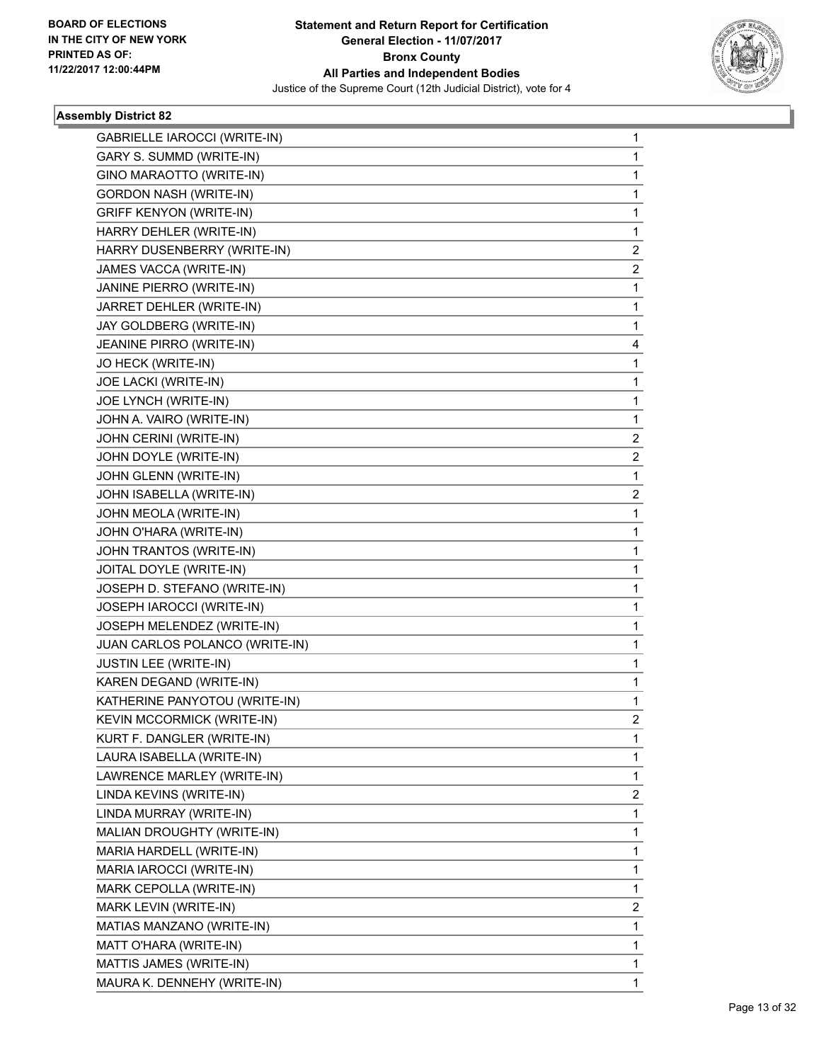**Statement and Return Report for Certification**
**General Election - 11/07/2017**
**Bronx County**
**All Parties and Independent Bodies**
Justice of the Supreme Court (12th Judicial District), vote for 4

BOARD OF ELECTIONS
IN THE CITY OF NEW YORK
PRINTED AS OF:
11/22/2017 12:00:44PM

### Assembly District 82

| | |
|---|---|
| GABRIELLE IAROCCI (WRITE-IN) | 1 |
| GARY S. SUMMD (WRITE-IN) | 1 |
| GINO MARAOTTO (WRITE-IN) | 1 |
| GORDON NASH (WRITE-IN) | 1 |
| GRIFF KENYON (WRITE-IN) | 1 |
| HARRY DEHLER (WRITE-IN) | 1 |
| HARRY DUSENBERRY (WRITE-IN) | 2 |
| JAMES VACCA (WRITE-IN) | 2 |
| JANINE PIERRO (WRITE-IN) | 1 |
| JARRET DEHLER (WRITE-IN) | 1 |
| JAY GOLDBERG (WRITE-IN) | 1 |
| JEANINE PIRRO (WRITE-IN) | 4 |
| JO HECK (WRITE-IN) | 1 |
| JOE LACKI (WRITE-IN) | 1 |
| JOE LYNCH (WRITE-IN) | 1 |
| JOHN A. VAIRO (WRITE-IN) | 1 |
| JOHN CERINI (WRITE-IN) | 2 |
| JOHN DOYLE (WRITE-IN) | 2 |
| JOHN GLENN (WRITE-IN) | 1 |
| JOHN ISABELLA (WRITE-IN) | 2 |
| JOHN MEOLA (WRITE-IN) | 1 |
| JOHN O'HARA (WRITE-IN) | 1 |
| JOHN TRANTOS (WRITE-IN) | 1 |
| JOITAL DOYLE (WRITE-IN) | 1 |
| JOSEPH D. STEFANO (WRITE-IN) | 1 |
| JOSEPH IAROCCI (WRITE-IN) | 1 |
| JOSEPH MELENDEZ (WRITE-IN) | 1 |
| JUAN CARLOS POLANCO (WRITE-IN) | 1 |
| JUSTIN LEE (WRITE-IN) | 1 |
| KAREN DEGAND (WRITE-IN) | 1 |
| KATHERINE PANYOTOU (WRITE-IN) | 1 |
| KEVIN MCCORMICK (WRITE-IN) | 2 |
| KURT F. DANGLER (WRITE-IN) | 1 |
| LAURA ISABELLA (WRITE-IN) | 1 |
| LAWRENCE MARLEY (WRITE-IN) | 1 |
| LINDA KEVINS (WRITE-IN) | 2 |
| LINDA MURRAY (WRITE-IN) | 1 |
| MALIAN DROUGHTY (WRITE-IN) | 1 |
| MARIA HARDELL (WRITE-IN) | 1 |
| MARIA IAROCCI (WRITE-IN) | 1 |
| MARK CEPOLLA (WRITE-IN) | 1 |
| MARK LEVIN (WRITE-IN) | 2 |
| MATIAS MANZANO (WRITE-IN) | 1 |
| MATT O'HARA (WRITE-IN) | 1 |
| MATTIS JAMES (WRITE-IN) | 1 |
| MAURA K. DENNEHY (WRITE-IN) | 1 |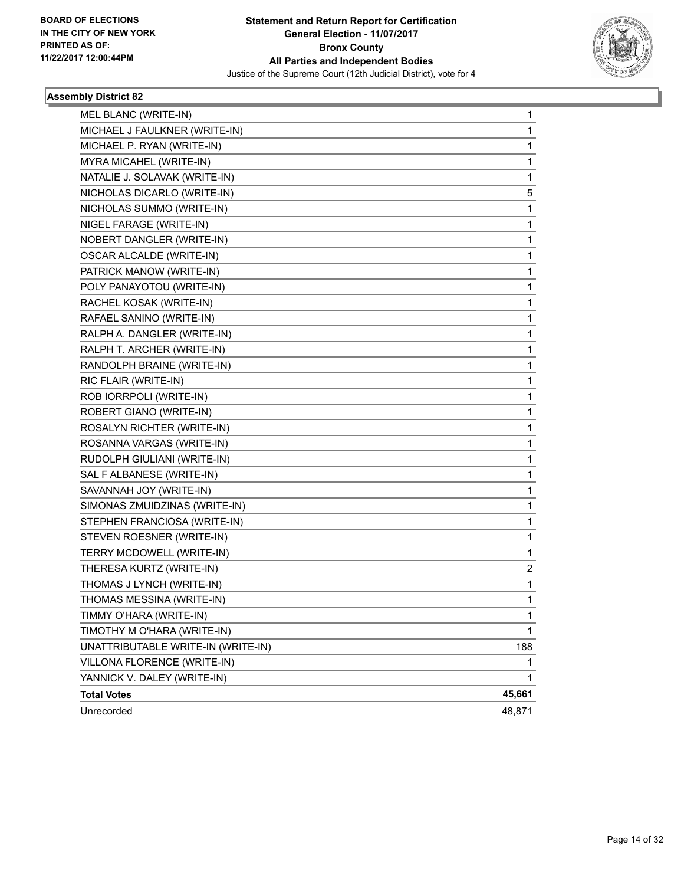**Statement and Return Report for Certification**
**General Election - 11/07/2017**
**Bronx County**
**All Parties and Independent Bodies**
Justice of the Supreme Court (12th Judicial District), vote for 4

BOARD OF ELECTIONS IN THE CITY OF NEW YORK PRINTED AS OF: 11/22/2017 12:00:44PM

### Assembly District 82

| | |
|---|---|
| MEL BLANC (WRITE-IN) | 1 |
| MICHAEL J FAULKNER (WRITE-IN) | 1 |
| MICHAEL P. RYAN (WRITE-IN) | 1 |
| MYRA MICAHEL (WRITE-IN) | 1 |
| NATALIE J. SOLAVAK (WRITE-IN) | 1 |
| NICHOLAS DICARLO (WRITE-IN) | 5 |
| NICHOLAS SUMMO (WRITE-IN) | 1 |
| NIGEL FARAGE (WRITE-IN) | 1 |
| NOBERT DANGLER (WRITE-IN) | 1 |
| OSCAR ALCALDE (WRITE-IN) | 1 |
| PATRICK MANOW (WRITE-IN) | 1 |
| POLY PANAYOTOU (WRITE-IN) | 1 |
| RACHEL KOSAK (WRITE-IN) | 1 |
| RAFAEL SANINO (WRITE-IN) | 1 |
| RALPH A. DANGLER (WRITE-IN) | 1 |
| RALPH T. ARCHER (WRITE-IN) | 1 |
| RANDOLPH BRAINE (WRITE-IN) | 1 |
| RIC FLAIR (WRITE-IN) | 1 |
| ROB IORRPOLI (WRITE-IN) | 1 |
| ROBERT GIANO (WRITE-IN) | 1 |
| ROSALYN RICHTER (WRITE-IN) | 1 |
| ROSANNA VARGAS (WRITE-IN) | 1 |
| RUDOLPH GIULIANI (WRITE-IN) | 1 |
| SAL F ALBANESE (WRITE-IN) | 1 |
| SAVANNAH JOY (WRITE-IN) | 1 |
| SIMONAS ZMUIDZINAS (WRITE-IN) | 1 |
| STEPHEN FRANCIOSA (WRITE-IN) | 1 |
| STEVEN ROESNER (WRITE-IN) | 1 |
| TERRY MCDOWELL (WRITE-IN) | 1 |
| THERESA KURTZ (WRITE-IN) | 2 |
| THOMAS J LYNCH (WRITE-IN) | 1 |
| THOMAS MESSINA (WRITE-IN) | 1 |
| TIMMY O'HARA (WRITE-IN) | 1 |
| TIMOTHY M O'HARA (WRITE-IN) | 1 |
| UNATTRIBUTABLE WRITE-IN (WRITE-IN) | 188 |
| VILLONA FLORENCE (WRITE-IN) | 1 |
| YANNICK V. DALEY (WRITE-IN) | 1 |
| **Total Votes** | **45,661** |
| Unrecorded | 48,871 |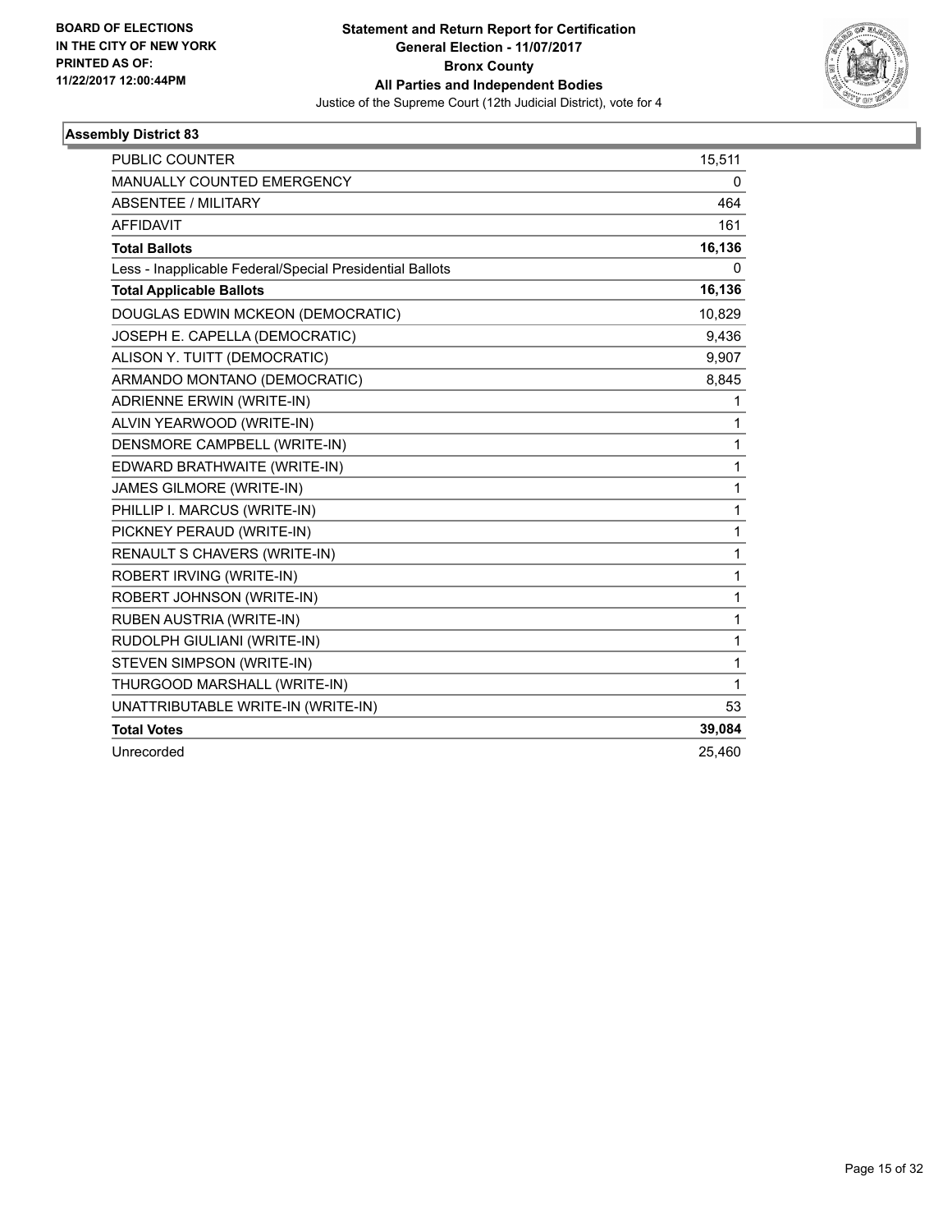**BOARD OF ELECTIONS IN THE CITY OF NEW YORK PRINTED AS OF: 11/22/2017 12:00:44PM**

# Statement and Return Report for Certification
## General Election - 11/07/2017
## Bronx County
## All Parties and Independent Bodies
Justice of the Supreme Court (12th Judicial District), vote for 4

### Assembly District 83

| | |
|---|---|
| PUBLIC COUNTER | 15,511 |
| MANUALLY COUNTED EMERGENCY | 0 |
| ABSENTEE / MILITARY | 464 |
| AFFIDAVIT | 161 |
| **Total Ballots** | **16,136** |
| Less - Inapplicable Federal/Special Presidential Ballots | 0 |
| **Total Applicable Ballots** | **16,136** |
| DOUGLAS EDWIN MCKEON (DEMOCRATIC) | 10,829 |
| JOSEPH E. CAPELLA (DEMOCRATIC) | 9,436 |
| ALISON Y. TUITT (DEMOCRATIC) | 9,907 |
| ARMANDO MONTANO (DEMOCRATIC) | 8,845 |
| ADRIENNE ERWIN (WRITE-IN) | 1 |
| ALVIN YEARWOOD (WRITE-IN) | 1 |
| DENSMORE CAMPBELL (WRITE-IN) | 1 |
| EDWARD BRATHWAITE (WRITE-IN) | 1 |
| JAMES GILMORE (WRITE-IN) | 1 |
| PHILLIP I. MARCUS (WRITE-IN) | 1 |
| PICKNEY PERAUD (WRITE-IN) | 1 |
| RENAULT S CHAVERS (WRITE-IN) | 1 |
| ROBERT IRVING (WRITE-IN) | 1 |
| ROBERT JOHNSON (WRITE-IN) | 1 |
| RUBEN AUSTRIA (WRITE-IN) | 1 |
| RUDOLPH GIULIANI (WRITE-IN) | 1 |
| STEVEN SIMPSON (WRITE-IN) | 1 |
| THURGOOD MARSHALL (WRITE-IN) | 1 |
| UNATTRIBUTABLE WRITE-IN (WRITE-IN) | 53 |
| **Total Votes** | **39,084** |
| Unrecorded | 25,460 |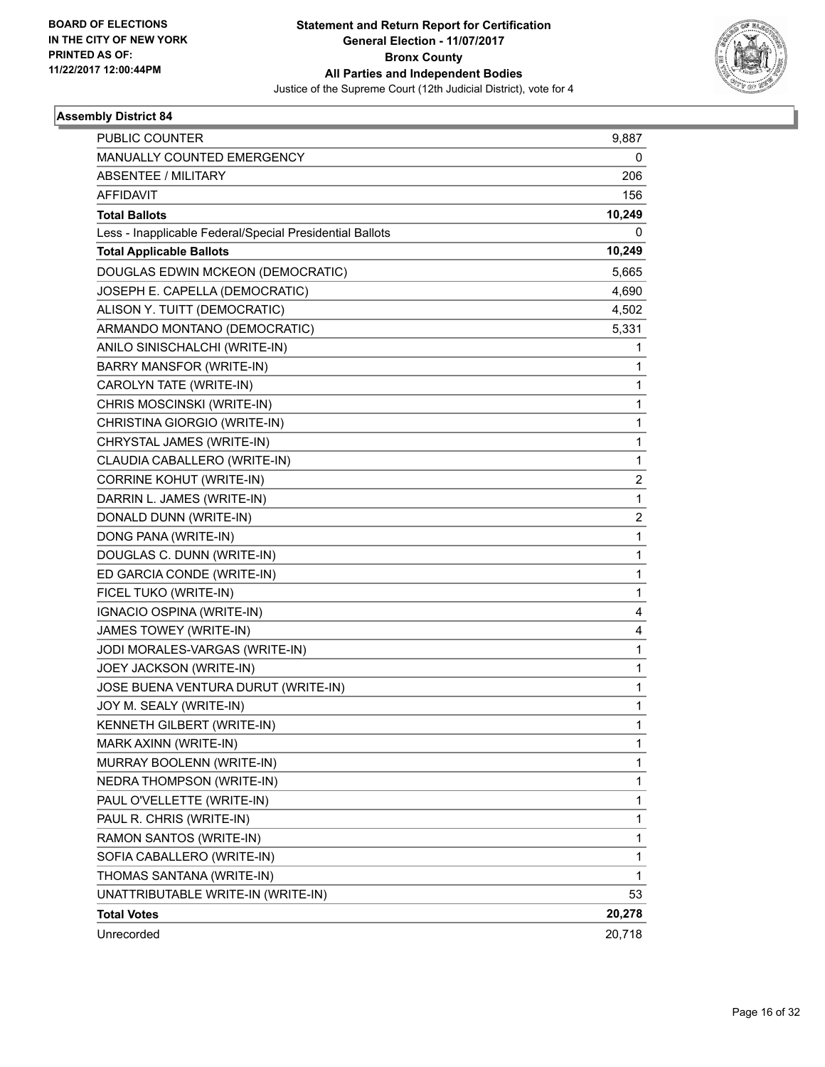**BOARD OF ELECTIONS IN THE CITY OF NEW YORK PRINTED AS OF: 11/22/2017 12:00:44PM**

# Statement and Return Report for Certification
## General Election - 11/07/2017
## Bronx County
## All Parties and Independent Bodies
Justice of the Supreme Court (12th Judicial District), vote for 4

### Assembly District 84

| | |
|---|---|
| PUBLIC COUNTER | 9,887 |
| MANUALLY COUNTED EMERGENCY | 0 |
| ABSENTEE / MILITARY | 206 |
| AFFIDAVIT | 156 |
| **Total Ballots** | **10,249** |
| Less - Inapplicable Federal/Special Presidential Ballots | 0 |
| **Total Applicable Ballots** | **10,249** |
| DOUGLAS EDWIN MCKEON (DEMOCRATIC) | 5,665 |
| JOSEPH E. CAPELLA (DEMOCRATIC) | 4,690 |
| ALISON Y. TUITT (DEMOCRATIC) | 4,502 |
| ARMANDO MONTANO (DEMOCRATIC) | 5,331 |
| ANILO SINISCHALCHI (WRITE-IN) | 1 |
| BARRY MANSFOR (WRITE-IN) | 1 |
| CAROLYN TATE (WRITE-IN) | 1 |
| CHRIS MOSCINSKI (WRITE-IN) | 1 |
| CHRISTINA GIORGIO (WRITE-IN) | 1 |
| CHRYSTAL JAMES (WRITE-IN) | 1 |
| CLAUDIA CABALLERO (WRITE-IN) | 1 |
| CORRINE KOHUT (WRITE-IN) | 2 |
| DARRIN L. JAMES (WRITE-IN) | 1 |
| DONALD DUNN (WRITE-IN) | 2 |
| DONG PANA (WRITE-IN) | 1 |
| DOUGLAS C. DUNN (WRITE-IN) | 1 |
| ED GARCIA CONDE (WRITE-IN) | 1 |
| FICEL TUKO (WRITE-IN) | 1 |
| IGNACIO OSPINA (WRITE-IN) | 4 |
| JAMES TOWEY (WRITE-IN) | 4 |
| JODI MORALES-VARGAS (WRITE-IN) | 1 |
| JOEY JACKSON (WRITE-IN) | 1 |
| JOSE BUENA VENTURA DURUT (WRITE-IN) | 1 |
| JOY M. SEALY (WRITE-IN) | 1 |
| KENNETH GILBERT (WRITE-IN) | 1 |
| MARK AXINN (WRITE-IN) | 1 |
| MURRAY BOOLENN (WRITE-IN) | 1 |
| NEDRA THOMPSON (WRITE-IN) | 1 |
| PAUL O'VELLETTE (WRITE-IN) | 1 |
| PAUL R. CHRIS (WRITE-IN) | 1 |
| RAMON SANTOS (WRITE-IN) | 1 |
| SOFIA CABALLERO (WRITE-IN) | 1 |
| THOMAS SANTANA (WRITE-IN) | 1 |
| UNATTRIBUTABLE WRITE-IN (WRITE-IN) | 53 |
| **Total Votes** | **20,278** |
| Unrecorded | 20,718 |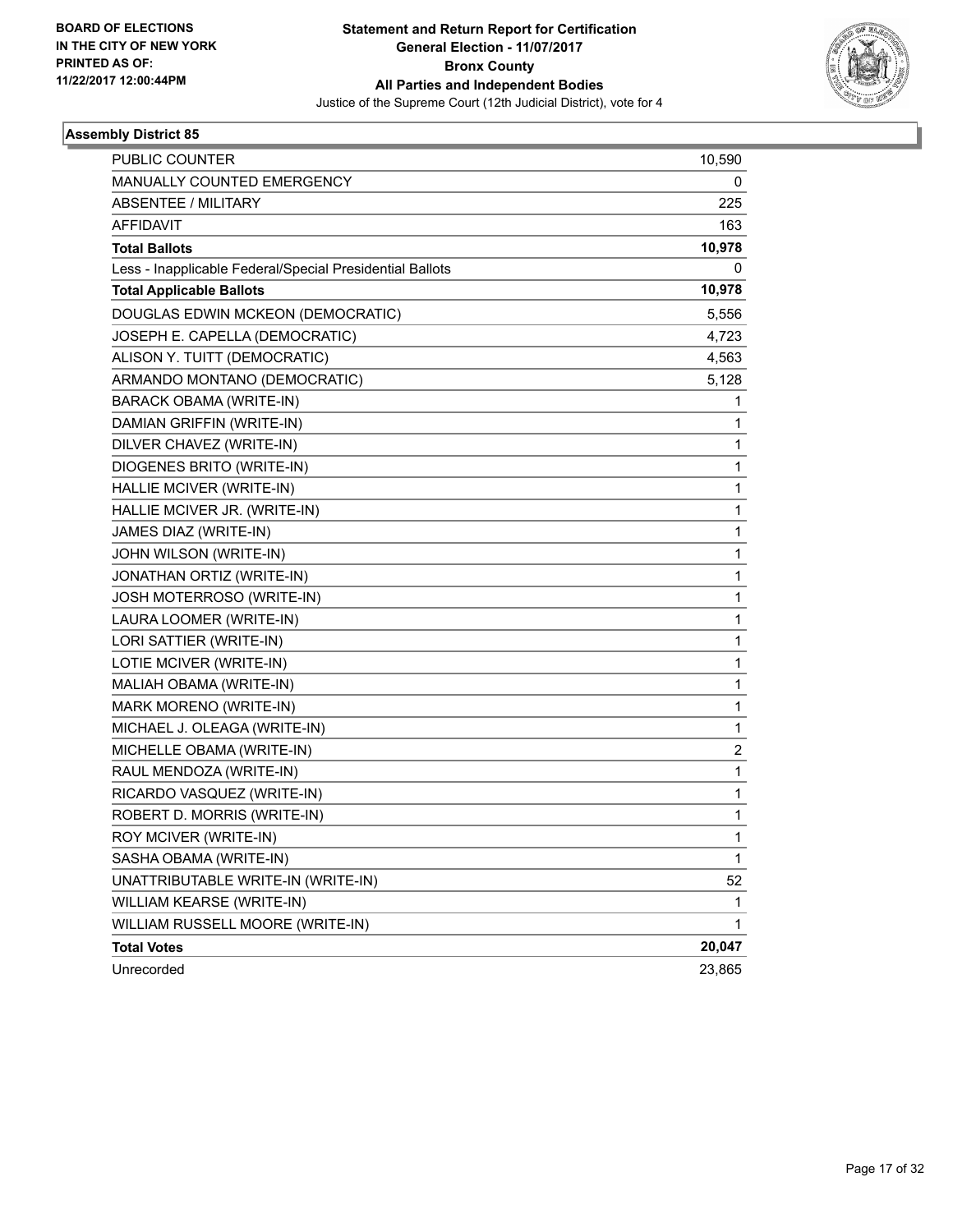BOARD OF ELECTIONS
IN THE CITY OF NEW YORK
PRINTED AS OF:
11/22/2017 12:00:44PM

**Statement and Return Report for Certification**
**General Election - 11/07/2017**
**Bronx County**
**All Parties and Independent Bodies**
Justice of the Supreme Court (12th Judicial District), vote for 4

### Assembly District 85

| | |
|---|---|
| PUBLIC COUNTER | 10,590 |
| MANUALLY COUNTED EMERGENCY | 0 |
| ABSENTEE / MILITARY | 225 |
| AFFIDAVIT | 163 |
| **Total Ballots** | **10,978** |
| Less - Inapplicable Federal/Special Presidential Ballots | 0 |
| **Total Applicable Ballots** | **10,978** |
| DOUGLAS EDWIN MCKEON (DEMOCRATIC) | 5,556 |
| JOSEPH E. CAPELLA (DEMOCRATIC) | 4,723 |
| ALISON Y. TUITT (DEMOCRATIC) | 4,563 |
| ARMANDO MONTANO (DEMOCRATIC) | 5,128 |
| BARACK OBAMA (WRITE-IN) | 1 |
| DAMIAN GRIFFIN (WRITE-IN) | 1 |
| DILVER CHAVEZ (WRITE-IN) | 1 |
| DIOGENES BRITO (WRITE-IN) | 1 |
| HALLIE MCIVER (WRITE-IN) | 1 |
| HALLIE MCIVER JR. (WRITE-IN) | 1 |
| JAMES DIAZ (WRITE-IN) | 1 |
| JOHN WILSON (WRITE-IN) | 1 |
| JONATHAN ORTIZ (WRITE-IN) | 1 |
| JOSH MOTERROSO (WRITE-IN) | 1 |
| LAURA LOOMER (WRITE-IN) | 1 |
| LORI SATTIER (WRITE-IN) | 1 |
| LOTIE MCIVER (WRITE-IN) | 1 |
| MALIAH OBAMA (WRITE-IN) | 1 |
| MARK MORENO (WRITE-IN) | 1 |
| MICHAEL J. OLEAGA (WRITE-IN) | 1 |
| MICHELLE OBAMA (WRITE-IN) | 2 |
| RAUL MENDOZA (WRITE-IN) | 1 |
| RICARDO VASQUEZ (WRITE-IN) | 1 |
| ROBERT D. MORRIS (WRITE-IN) | 1 |
| ROY MCIVER (WRITE-IN) | 1 |
| SASHA OBAMA (WRITE-IN) | 1 |
| UNATTRIBUTABLE WRITE-IN (WRITE-IN) | 52 |
| WILLIAM KEARSE (WRITE-IN) | 1 |
| WILLIAM RUSSELL MOORE (WRITE-IN) | 1 |
| **Total Votes** | **20,047** |
| Unrecorded | 23,865 |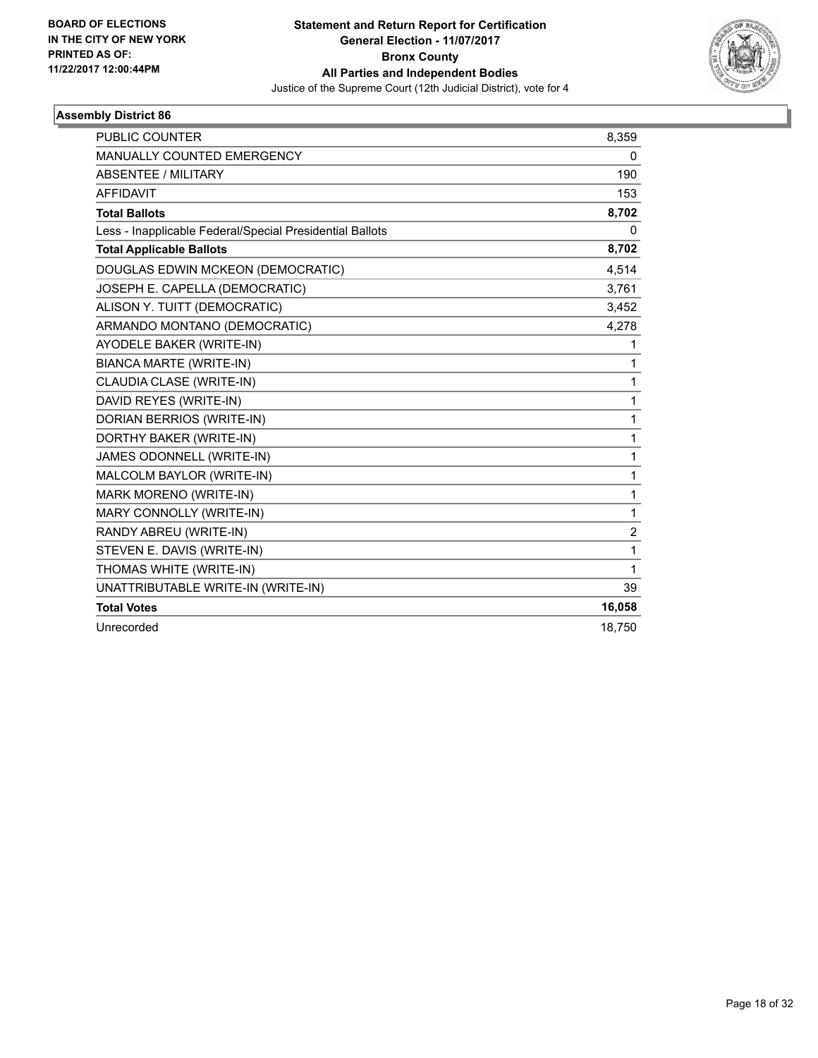BOARD OF ELECTIONS
IN THE CITY OF NEW YORK
PRINTED AS OF:
11/22/2017 12:00:44PM

**Statement and Return Report for Certification**
**General Election - 11/07/2017**
**Bronx County**
**All Parties and Independent Bodies**
Justice of the Supreme Court (12th Judicial District), vote for 4

### Assembly District 86

| | |
|---|---|
| PUBLIC COUNTER | 8,359 |
| MANUALLY COUNTED EMERGENCY | 0 |
| ABSENTEE / MILITARY | 190 |
| AFFIDAVIT | 153 |
| **Total Ballots** | **8,702** |
| Less - Inapplicable Federal/Special Presidential Ballots | 0 |
| **Total Applicable Ballots** | **8,702** |
| DOUGLAS EDWIN MCKEON (DEMOCRATIC) | 4,514 |
| JOSEPH E. CAPELLA (DEMOCRATIC) | 3,761 |
| ALISON Y. TUITT (DEMOCRATIC) | 3,452 |
| ARMANDO MONTANO (DEMOCRATIC) | 4,278 |
| AYODELE BAKER (WRITE-IN) | 1 |
| BIANCA MARTE (WRITE-IN) | 1 |
| CLAUDIA CLASE (WRITE-IN) | 1 |
| DAVID REYES (WRITE-IN) | 1 |
| DORIAN BERRIOS (WRITE-IN) | 1 |
| DORTHY BAKER (WRITE-IN) | 1 |
| JAMES ODONNELL (WRITE-IN) | 1 |
| MALCOLM BAYLOR (WRITE-IN) | 1 |
| MARK MORENO (WRITE-IN) | 1 |
| MARY CONNOLLY (WRITE-IN) | 1 |
| RANDY ABREU (WRITE-IN) | 2 |
| STEVEN E. DAVIS (WRITE-IN) | 1 |
| THOMAS WHITE (WRITE-IN) | 1 |
| UNATTRIBUTABLE WRITE-IN (WRITE-IN) | 39 |
| **Total Votes** | **16,058** |
| Unrecorded | 18,750 |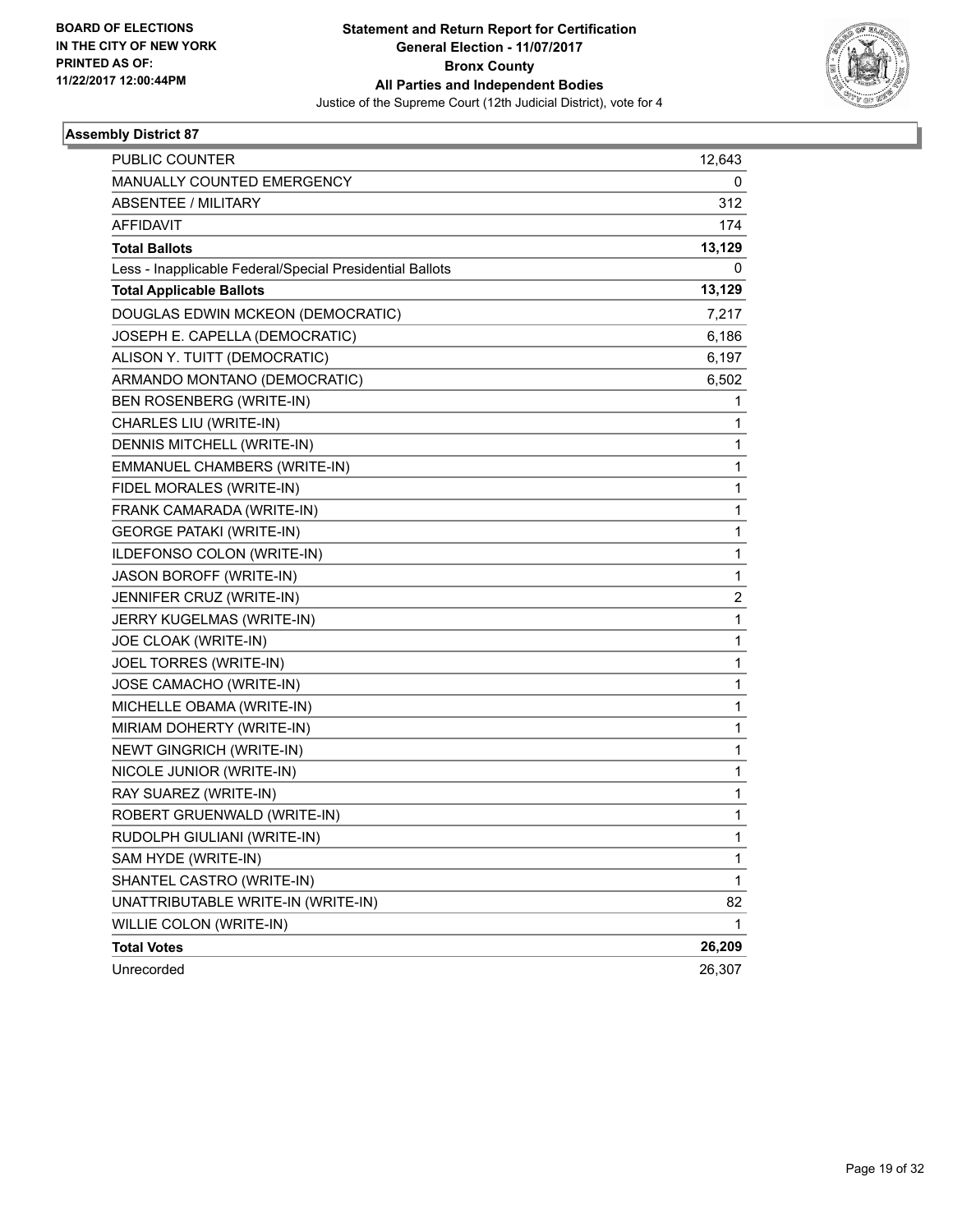BOARD OF ELECTIONS
IN THE CITY OF NEW YORK
PRINTED AS OF:
11/22/2017 12:00:44PM

**Statement and Return Report for Certification**
**General Election - 11/07/2017**
**Bronx County**
**All Parties and Independent Bodies**
Justice of the Supreme Court (12th Judicial District), vote for 4

### Assembly District 87

| | |
|---|---|
| PUBLIC COUNTER | 12,643 |
| MANUALLY COUNTED EMERGENCY | 0 |
| ABSENTEE / MILITARY | 312 |
| AFFIDAVIT | 174 |
| **Total Ballots** | **13,129** |
| Less - Inapplicable Federal/Special Presidential Ballots | 0 |
| **Total Applicable Ballots** | **13,129** |
| DOUGLAS EDWIN MCKEON (DEMOCRATIC) | 7,217 |
| JOSEPH E. CAPELLA (DEMOCRATIC) | 6,186 |
| ALISON Y. TUITT (DEMOCRATIC) | 6,197 |
| ARMANDO MONTANO (DEMOCRATIC) | 6,502 |
| BEN ROSENBERG (WRITE-IN) | 1 |
| CHARLES LIU (WRITE-IN) | 1 |
| DENNIS MITCHELL (WRITE-IN) | 1 |
| EMMANUEL CHAMBERS (WRITE-IN) | 1 |
| FIDEL MORALES (WRITE-IN) | 1 |
| FRANK CAMARADA (WRITE-IN) | 1 |
| GEORGE PATAKI (WRITE-IN) | 1 |
| ILDEFONSO COLON (WRITE-IN) | 1 |
| JASON BOROFF (WRITE-IN) | 1 |
| JENNIFER CRUZ (WRITE-IN) | 2 |
| JERRY KUGELMAS (WRITE-IN) | 1 |
| JOE CLOAK (WRITE-IN) | 1 |
| JOEL TORRES (WRITE-IN) | 1 |
| JOSE CAMACHO (WRITE-IN) | 1 |
| MICHELLE OBAMA (WRITE-IN) | 1 |
| MIRIAM DOHERTY (WRITE-IN) | 1 |
| NEWT GINGRICH (WRITE-IN) | 1 |
| NICOLE JUNIOR (WRITE-IN) | 1 |
| RAY SUAREZ (WRITE-IN) | 1 |
| ROBERT GRUENWALD (WRITE-IN) | 1 |
| RUDOLPH GIULIANI (WRITE-IN) | 1 |
| SAM HYDE (WRITE-IN) | 1 |
| SHANTEL CASTRO (WRITE-IN) | 1 |
| UNATTRIBUTABLE WRITE-IN (WRITE-IN) | 82 |
| WILLIE COLON (WRITE-IN) | 1 |
| **Total Votes** | **26,209** |
| Unrecorded | 26,307 |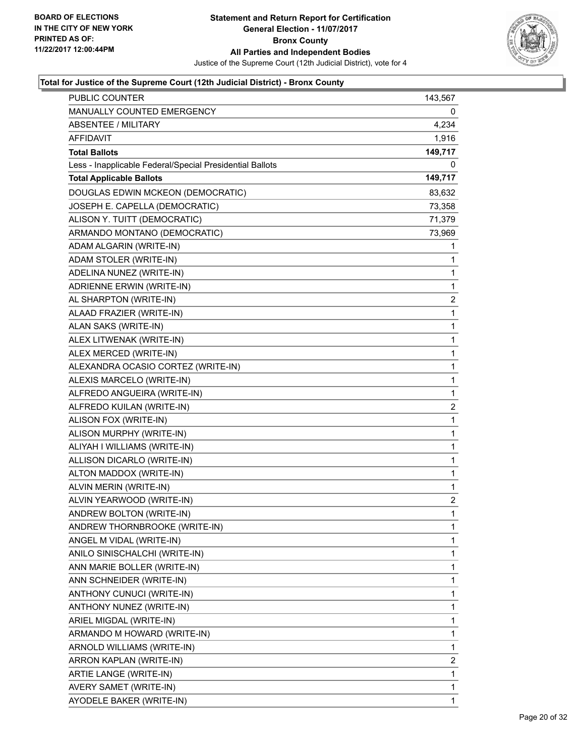BOARD OF ELECTIONS
IN THE CITY OF NEW YORK
PRINTED AS OF:
11/22/2017 12:00:44PM

**Statement and Return Report for Certification**
**General Election - 11/07/2017**
**Bronx County**
**All Parties and Independent Bodies**
Justice of the Supreme Court (12th Judicial District), vote for 4

### Total for Justice of the Supreme Court (12th Judicial District) - Bronx County

| | |
|---|---|
| PUBLIC COUNTER | 143,567 |
| MANUALLY COUNTED EMERGENCY | 0 |
| ABSENTEE / MILITARY | 4,234 |
| AFFIDAVIT | 1,916 |
| **Total Ballots** | **149,717** |
| Less - Inapplicable Federal/Special Presidential Ballots | 0 |
| **Total Applicable Ballots** | **149,717** |
| DOUGLAS EDWIN MCKEON (DEMOCRATIC) | 83,632 |
| JOSEPH E. CAPELLA (DEMOCRATIC) | 73,358 |
| ALISON Y. TUITT (DEMOCRATIC) | 71,379 |
| ARMANDO MONTANO (DEMOCRATIC) | 73,969 |
| ADAM ALGARIN (WRITE-IN) | 1 |
| ADAM STOLER (WRITE-IN) | 1 |
| ADELINA NUNEZ (WRITE-IN) | 1 |
| ADRIENNE ERWIN (WRITE-IN) | 1 |
| AL SHARPTON (WRITE-IN) | 2 |
| ALAAD FRAZIER (WRITE-IN) | 1 |
| ALAN SAKS (WRITE-IN) | 1 |
| ALEX LITWENAK (WRITE-IN) | 1 |
| ALEX MERCED (WRITE-IN) | 1 |
| ALEXANDRA OCASIO CORTEZ (WRITE-IN) | 1 |
| ALEXIS MARCELO (WRITE-IN) | 1 |
| ALFREDO ANGUEIRA (WRITE-IN) | 1 |
| ALFREDO KUILAN (WRITE-IN) | 2 |
| ALISON FOX (WRITE-IN) | 1 |
| ALISON MURPHY (WRITE-IN) | 1 |
| ALIYAH I WILLIAMS (WRITE-IN) | 1 |
| ALLISON DICARLO (WRITE-IN) | 1 |
| ALTON MADDOX (WRITE-IN) | 1 |
| ALVIN MERIN (WRITE-IN) | 1 |
| ALVIN YEARWOOD (WRITE-IN) | 2 |
| ANDREW BOLTON (WRITE-IN) | 1 |
| ANDREW THORNBROOKE (WRITE-IN) | 1 |
| ANGEL M VIDAL (WRITE-IN) | 1 |
| ANILO SINISCHALCHI (WRITE-IN) | 1 |
| ANN MARIE BOLLER (WRITE-IN) | 1 |
| ANN SCHNEIDER (WRITE-IN) | 1 |
| ANTHONY CUNUCI (WRITE-IN) | 1 |
| ANTHONY NUNEZ (WRITE-IN) | 1 |
| ARIEL MIGDAL (WRITE-IN) | 1 |
| ARMANDO M HOWARD (WRITE-IN) | 1 |
| ARNOLD WILLIAMS (WRITE-IN) | 1 |
| ARRON KAPLAN (WRITE-IN) | 2 |
| ARTIE LANGE (WRITE-IN) | 1 |
| AVERY SAMET (WRITE-IN) | 1 |
| AYODELE BAKER (WRITE-IN) | 1 |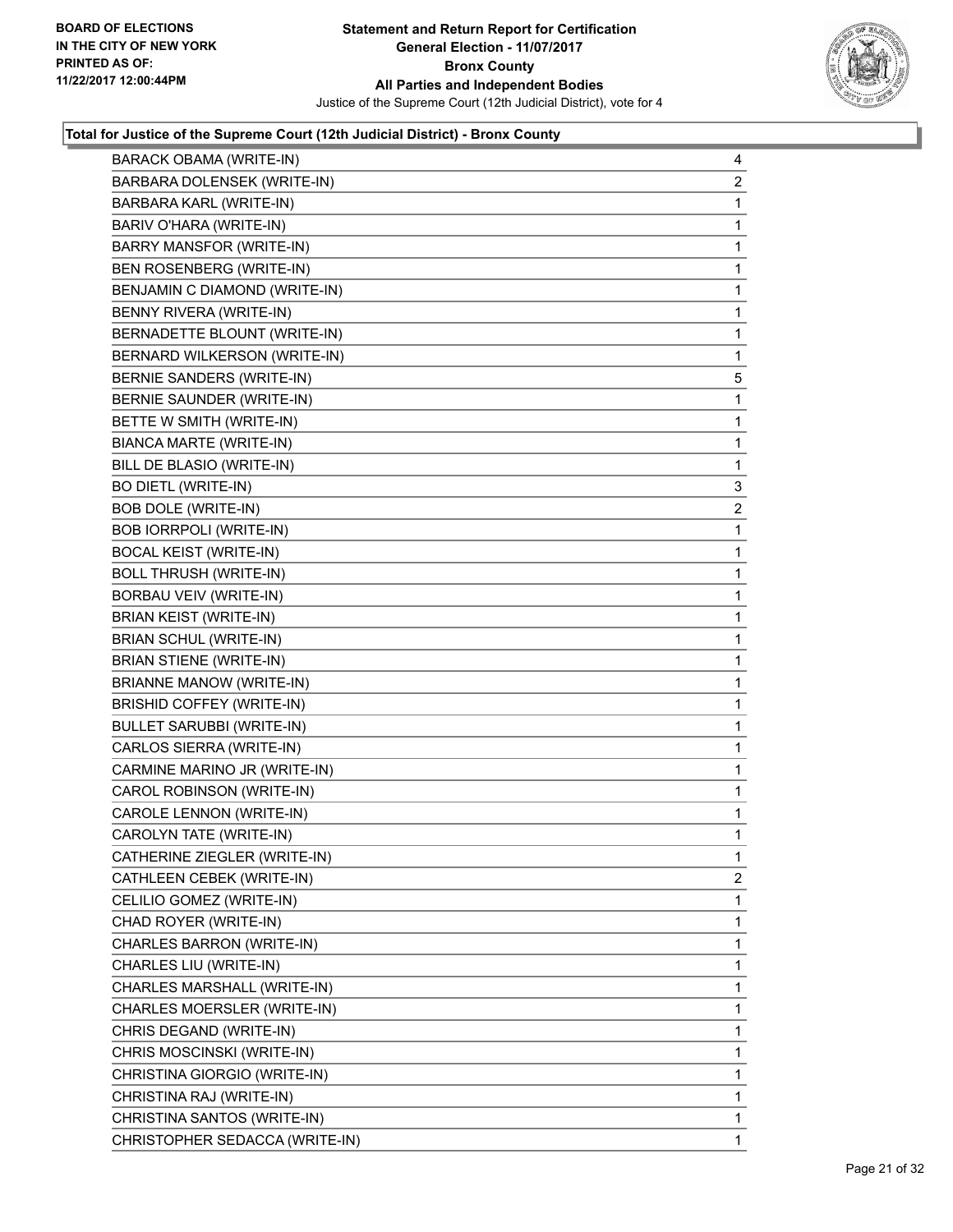**Statement and Return Report for Certification**
**General Election - 11/07/2017**
**Bronx County**
**All Parties and Independent Bodies**
Justice of the Supreme Court (12th Judicial District), vote for 4

BOARD OF ELECTIONS
IN THE CITY OF NEW YORK
PRINTED AS OF:
11/22/2017 12:00:44PM

### Total for Justice of the Supreme Court (12th Judicial District) - Bronx County

| | |
|---|---|
| BARACK OBAMA (WRITE-IN) | 4 |
| BARBARA DOLENSEK (WRITE-IN) | 2 |
| BARBARA KARL (WRITE-IN) | 1 |
| BARIV O'HARA (WRITE-IN) | 1 |
| BARRY MANSFOR (WRITE-IN) | 1 |
| BEN ROSENBERG (WRITE-IN) | 1 |
| BENJAMIN C DIAMOND (WRITE-IN) | 1 |
| BENNY RIVERA (WRITE-IN) | 1 |
| BERNADETTE BLOUNT (WRITE-IN) | 1 |
| BERNARD WILKERSON (WRITE-IN) | 1 |
| BERNIE SANDERS (WRITE-IN) | 5 |
| BERNIE SAUNDER (WRITE-IN) | 1 |
| BETTE W SMITH (WRITE-IN) | 1 |
| BIANCA MARTE (WRITE-IN) | 1 |
| BILL DE BLASIO (WRITE-IN) | 1 |
| BO DIETL (WRITE-IN) | 3 |
| BOB DOLE (WRITE-IN) | 2 |
| BOB IORRPOLI (WRITE-IN) | 1 |
| BOCAL KEIST (WRITE-IN) | 1 |
| BOLL THRUSH (WRITE-IN) | 1 |
| BORBAU VEIV (WRITE-IN) | 1 |
| BRIAN KEIST (WRITE-IN) | 1 |
| BRIAN SCHUL (WRITE-IN) | 1 |
| BRIAN STIENE (WRITE-IN) | 1 |
| BRIANNE MANOW (WRITE-IN) | 1 |
| BRISHID COFFEY (WRITE-IN) | 1 |
| BULLET SARUBBI (WRITE-IN) | 1 |
| CARLOS SIERRA (WRITE-IN) | 1 |
| CARMINE MARINO JR (WRITE-IN) | 1 |
| CAROL ROBINSON (WRITE-IN) | 1 |
| CAROLE LENNON (WRITE-IN) | 1 |
| CAROLYN TATE (WRITE-IN) | 1 |
| CATHERINE ZIEGLER (WRITE-IN) | 1 |
| CATHLEEN CEBEK (WRITE-IN) | 2 |
| CELILIO GOMEZ (WRITE-IN) | 1 |
| CHAD ROYER (WRITE-IN) | 1 |
| CHARLES BARRON (WRITE-IN) | 1 |
| CHARLES LIU (WRITE-IN) | 1 |
| CHARLES MARSHALL (WRITE-IN) | 1 |
| CHARLES MOERSLER (WRITE-IN) | 1 |
| CHRIS DEGAND (WRITE-IN) | 1 |
| CHRIS MOSCINSKI (WRITE-IN) | 1 |
| CHRISTINA GIORGIO (WRITE-IN) | 1 |
| CHRISTINA RAJ (WRITE-IN) | 1 |
| CHRISTINA SANTOS (WRITE-IN) | 1 |
| CHRISTOPHER SEDACCA (WRITE-IN) | 1 |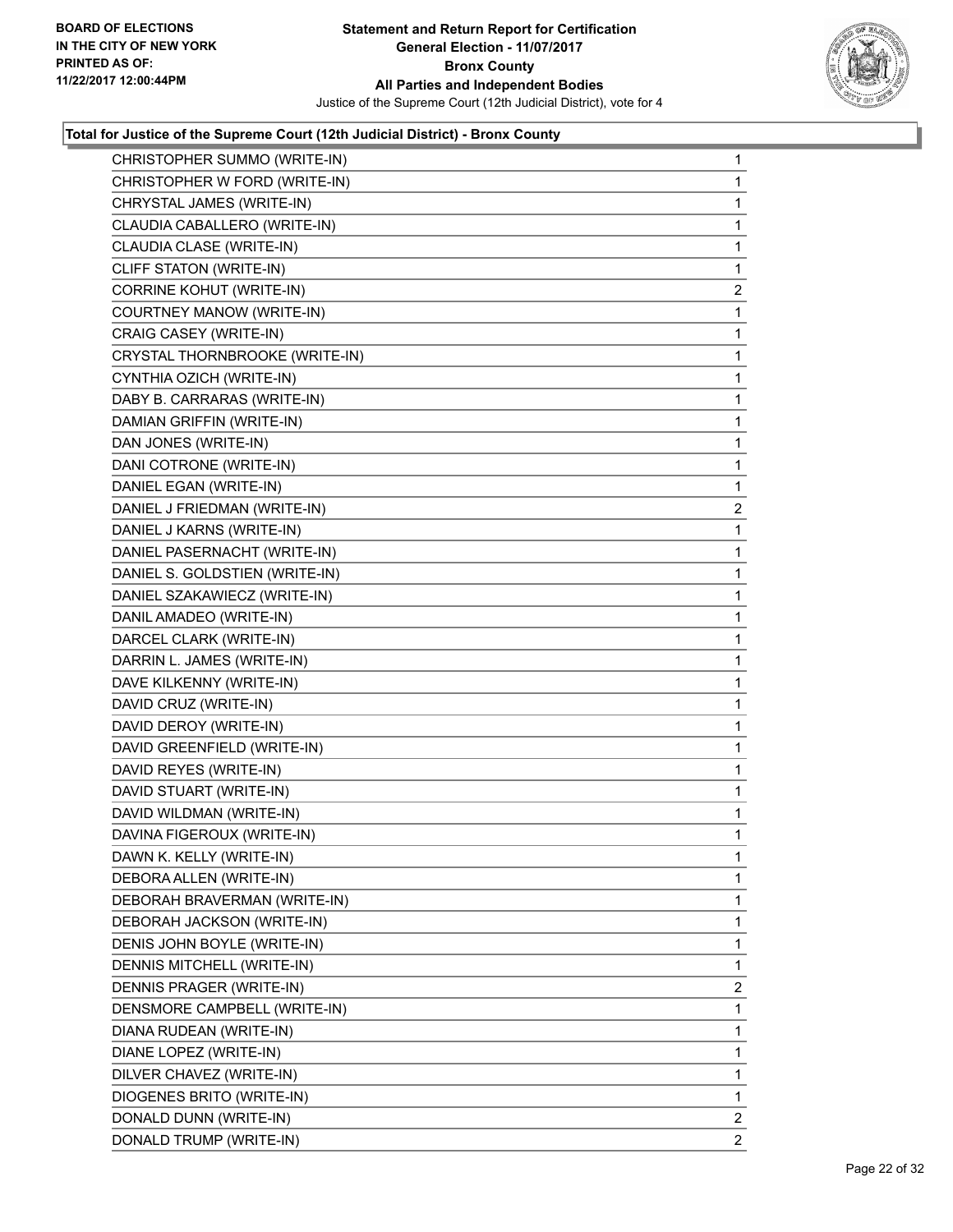**Statement and Return Report for Certification**
**General Election - 11/07/2017**
**Bronx County**
**All Parties and Independent Bodies**
Justice of the Supreme Court (12th Judicial District), vote for 4

BOARD OF ELECTIONS
IN THE CITY OF NEW YORK
PRINTED AS OF:
11/22/2017 12:00:44PM

### Total for Justice of the Supreme Court (12th Judicial District) - Bronx County

| | |
|---|---|
| CHRISTOPHER SUMMO (WRITE-IN) | 1 |
| CHRISTOPHER W FORD (WRITE-IN) | 1 |
| CHRYSTAL JAMES (WRITE-IN) | 1 |
| CLAUDIA CABALLERO (WRITE-IN) | 1 |
| CLAUDIA CLASE (WRITE-IN) | 1 |
| CLIFF STATON (WRITE-IN) | 1 |
| CORRINE KOHUT (WRITE-IN) | 2 |
| COURTNEY MANOW (WRITE-IN) | 1 |
| CRAIG CASEY (WRITE-IN) | 1 |
| CRYSTAL THORNBROOKE (WRITE-IN) | 1 |
| CYNTHIA OZICH (WRITE-IN) | 1 |
| DABY B. CARRARAS (WRITE-IN) | 1 |
| DAMIAN GRIFFIN (WRITE-IN) | 1 |
| DAN JONES (WRITE-IN) | 1 |
| DANI COTRONE (WRITE-IN) | 1 |
| DANIEL EGAN (WRITE-IN) | 1 |
| DANIEL J FRIEDMAN (WRITE-IN) | 2 |
| DANIEL J KARNS (WRITE-IN) | 1 |
| DANIEL PASERNACHT (WRITE-IN) | 1 |
| DANIEL S. GOLDSTIEN (WRITE-IN) | 1 |
| DANIEL SZAKAWIECZ (WRITE-IN) | 1 |
| DANIL AMADEO (WRITE-IN) | 1 |
| DARCEL CLARK (WRITE-IN) | 1 |
| DARRIN L. JAMES (WRITE-IN) | 1 |
| DAVE KILKENNY (WRITE-IN) | 1 |
| DAVID CRUZ (WRITE-IN) | 1 |
| DAVID DEROY (WRITE-IN) | 1 |
| DAVID GREENFIELD (WRITE-IN) | 1 |
| DAVID REYES (WRITE-IN) | 1 |
| DAVID STUART (WRITE-IN) | 1 |
| DAVID WILDMAN (WRITE-IN) | 1 |
| DAVINA FIGEROUX (WRITE-IN) | 1 |
| DAWN K. KELLY (WRITE-IN) | 1 |
| DEBORA ALLEN (WRITE-IN) | 1 |
| DEBORAH BRAVERMAN (WRITE-IN) | 1 |
| DEBORAH JACKSON (WRITE-IN) | 1 |
| DENIS JOHN BOYLE (WRITE-IN) | 1 |
| DENNIS MITCHELL (WRITE-IN) | 1 |
| DENNIS PRAGER (WRITE-IN) | 2 |
| DENSMORE CAMPBELL (WRITE-IN) | 1 |
| DIANA RUDEAN (WRITE-IN) | 1 |
| DIANE LOPEZ (WRITE-IN) | 1 |
| DILVER CHAVEZ (WRITE-IN) | 1 |
| DIOGENES BRITO (WRITE-IN) | 1 |
| DONALD DUNN (WRITE-IN) | 2 |
| DONALD TRUMP (WRITE-IN) | 2 |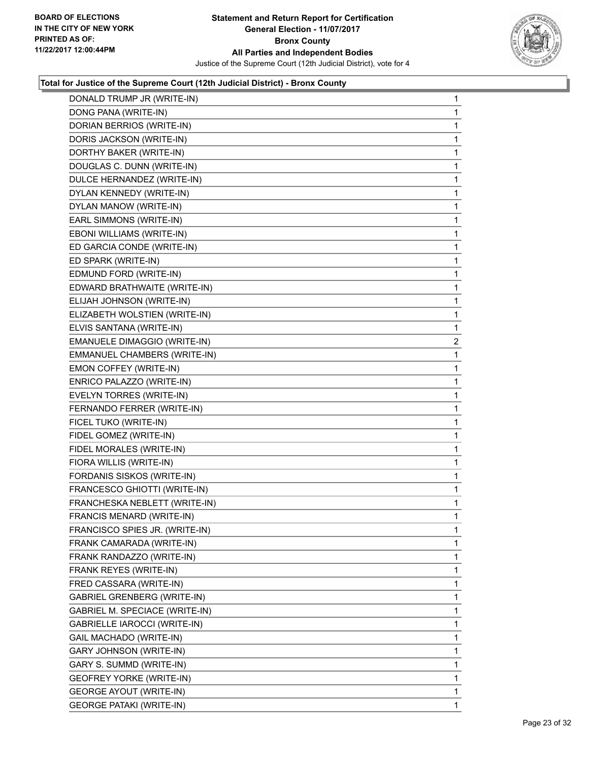**Total for Justice of the Supreme Court (12th Judicial District) - Bronx County**

| | |
|---|---|
| DONALD TRUMP JR (WRITE-IN) | 1 |
| DONG PANA (WRITE-IN) | 1 |
| DORIAN BERRIOS (WRITE-IN) | 1 |
| DORIS JACKSON (WRITE-IN) | 1 |
| DORTHY BAKER (WRITE-IN) | 1 |
| DOUGLAS C. DUNN (WRITE-IN) | 1 |
| DULCE HERNANDEZ (WRITE-IN) | 1 |
| DYLAN KENNEDY (WRITE-IN) | 1 |
| DYLAN MANOW (WRITE-IN) | 1 |
| EARL SIMMONS (WRITE-IN) | 1 |
| EBONI WILLIAMS (WRITE-IN) | 1 |
| ED GARCIA CONDE (WRITE-IN) | 1 |
| ED SPARK (WRITE-IN) | 1 |
| EDMUND FORD (WRITE-IN) | 1 |
| EDWARD BRATHWAITE (WRITE-IN) | 1 |
| ELIJAH JOHNSON (WRITE-IN) | 1 |
| ELIZABETH WOLSTIEN (WRITE-IN) | 1 |
| ELVIS SANTANA (WRITE-IN) | 1 |
| EMANUELE DIMAGGIO (WRITE-IN) | 2 |
| EMMANUEL CHAMBERS (WRITE-IN) | 1 |
| EMON COFFEY (WRITE-IN) | 1 |
| ENRICO PALAZZO (WRITE-IN) | 1 |
| EVELYN TORRES (WRITE-IN) | 1 |
| FERNANDO FERRER (WRITE-IN) | 1 |
| FICEL TUKO (WRITE-IN) | 1 |
| FIDEL GOMEZ (WRITE-IN) | 1 |
| FIDEL MORALES (WRITE-IN) | 1 |
| FIORA WILLIS (WRITE-IN) | 1 |
| FORDANIS SISKOS (WRITE-IN) | 1 |
| FRANCESCO GHIOTTI (WRITE-IN) | 1 |
| FRANCHESKA NEBLETT (WRITE-IN) | 1 |
| FRANCIS MENARD (WRITE-IN) | 1 |
| FRANCISCO SPIES JR. (WRITE-IN) | 1 |
| FRANK CAMARADA (WRITE-IN) | 1 |
| FRANK RANDAZZO (WRITE-IN) | 1 |
| FRANK REYES (WRITE-IN) | 1 |
| FRED CASSARA (WRITE-IN) | 1 |
| GABRIEL GRENBERG (WRITE-IN) | 1 |
| GABRIEL M. SPECIACE (WRITE-IN) | 1 |
| GABRIELLE IAROCCI (WRITE-IN) | 1 |
| GAIL MACHADO (WRITE-IN) | 1 |
| GARY JOHNSON (WRITE-IN) | 1 |
| GARY S. SUMMD (WRITE-IN) | 1 |
| GEOFREY YORKE (WRITE-IN) | 1 |
| GEORGE AYOUT (WRITE-IN) | 1 |
| GEORGE PATAKI (WRITE-IN) | 1 |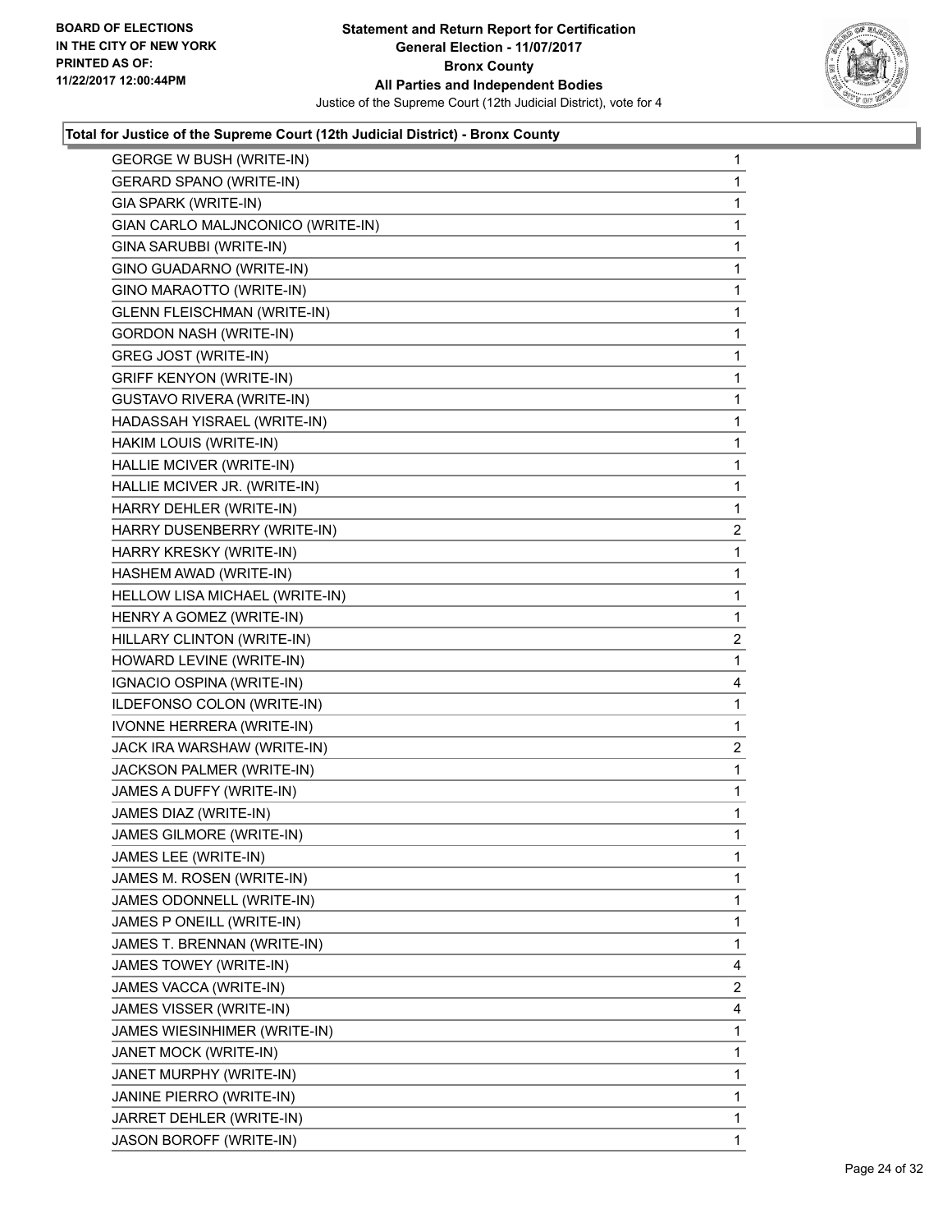**Total for Justice of the Supreme Court (12th Judicial District) - Bronx County**

| | |
|---|---|
| GEORGE W BUSH (WRITE-IN) | 1 |
| GERARD SPANO (WRITE-IN) | 1 |
| GIA SPARK (WRITE-IN) | 1 |
| GIAN CARLO MALJNCONICO (WRITE-IN) | 1 |
| GINA SARUBBI (WRITE-IN) | 1 |
| GINO GUADARNO (WRITE-IN) | 1 |
| GINO MARAOTTO (WRITE-IN) | 1 |
| GLENN FLEISCHMAN (WRITE-IN) | 1 |
| GORDON NASH (WRITE-IN) | 1 |
| GREG JOST (WRITE-IN) | 1 |
| GRIFF KENYON (WRITE-IN) | 1 |
| GUSTAVO RIVERA (WRITE-IN) | 1 |
| HADASSAH YISRAEL (WRITE-IN) | 1 |
| HAKIM LOUIS (WRITE-IN) | 1 |
| HALLIE MCIVER (WRITE-IN) | 1 |
| HALLIE MCIVER JR. (WRITE-IN) | 1 |
| HARRY DEHLER (WRITE-IN) | 1 |
| HARRY DUSENBERRY (WRITE-IN) | 2 |
| HARRY KRESKY (WRITE-IN) | 1 |
| HASHEM AWAD (WRITE-IN) | 1 |
| HELLOW LISA MICHAEL (WRITE-IN) | 1 |
| HENRY A GOMEZ (WRITE-IN) | 1 |
| HILLARY CLINTON (WRITE-IN) | 2 |
| HOWARD LEVINE (WRITE-IN) | 1 |
| IGNACIO OSPINA (WRITE-IN) | 4 |
| ILDEFONSO COLON (WRITE-IN) | 1 |
| IVONNE HERRERA (WRITE-IN) | 1 |
| JACK IRA WARSHAW (WRITE-IN) | 2 |
| JACKSON PALMER (WRITE-IN) | 1 |
| JAMES A DUFFY (WRITE-IN) | 1 |
| JAMES DIAZ (WRITE-IN) | 1 |
| JAMES GILMORE (WRITE-IN) | 1 |
| JAMES LEE (WRITE-IN) | 1 |
| JAMES M. ROSEN (WRITE-IN) | 1 |
| JAMES ODONNELL (WRITE-IN) | 1 |
| JAMES P ONEILL (WRITE-IN) | 1 |
| JAMES T. BRENNAN (WRITE-IN) | 1 |
| JAMES TOWEY (WRITE-IN) | 4 |
| JAMES VACCA (WRITE-IN) | 2 |
| JAMES VISSER (WRITE-IN) | 4 |
| JAMES WIESINHIMER (WRITE-IN) | 1 |
| JANET MOCK (WRITE-IN) | 1 |
| JANET MURPHY (WRITE-IN) | 1 |
| JANINE PIERRO (WRITE-IN) | 1 |
| JARRET DEHLER (WRITE-IN) | 1 |
| JASON BOROFF (WRITE-IN) | 1 |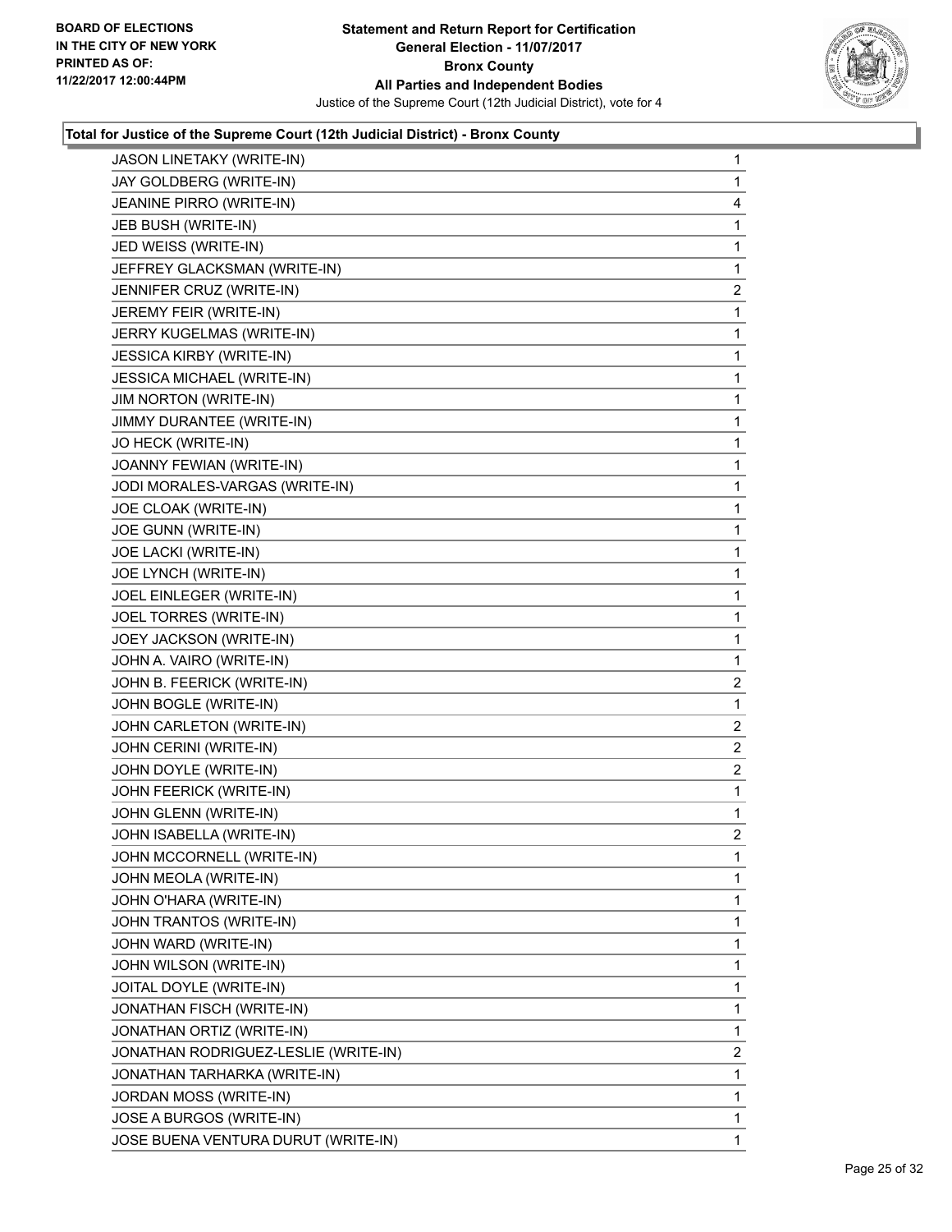**Total for Justice of the Supreme Court (12th Judicial District) - Bronx County**

| | |
|---|---|
| JASON LINETAKY (WRITE-IN) | 1 |
| JAY GOLDBERG (WRITE-IN) | 1 |
| JEANINE PIRRO (WRITE-IN) | 4 |
| JEB BUSH (WRITE-IN) | 1 |
| JED WEISS (WRITE-IN) | 1 |
| JEFFREY GLACKSMAN (WRITE-IN) | 1 |
| JENNIFER CRUZ (WRITE-IN) | 2 |
| JEREMY FEIR (WRITE-IN) | 1 |
| JERRY KUGELMAS (WRITE-IN) | 1 |
| JESSICA KIRBY (WRITE-IN) | 1 |
| JESSICA MICHAEL (WRITE-IN) | 1 |
| JIM NORTON (WRITE-IN) | 1 |
| JIMMY DURANTEE (WRITE-IN) | 1 |
| JO HECK (WRITE-IN) | 1 |
| JOANNY FEWIAN (WRITE-IN) | 1 |
| JODI MORALES-VARGAS (WRITE-IN) | 1 |
| JOE CLOAK (WRITE-IN) | 1 |
| JOE GUNN (WRITE-IN) | 1 |
| JOE LACKI (WRITE-IN) | 1 |
| JOE LYNCH (WRITE-IN) | 1 |
| JOEL EINLEGER (WRITE-IN) | 1 |
| JOEL TORRES (WRITE-IN) | 1 |
| JOEY JACKSON (WRITE-IN) | 1 |
| JOHN A. VAIRO (WRITE-IN) | 1 |
| JOHN B. FEERICK (WRITE-IN) | 2 |
| JOHN BOGLE (WRITE-IN) | 1 |
| JOHN CARLETON (WRITE-IN) | 2 |
| JOHN CERINI (WRITE-IN) | 2 |
| JOHN DOYLE (WRITE-IN) | 2 |
| JOHN FEERICK (WRITE-IN) | 1 |
| JOHN GLENN (WRITE-IN) | 1 |
| JOHN ISABELLA (WRITE-IN) | 2 |
| JOHN MCCORNELL (WRITE-IN) | 1 |
| JOHN MEOLA (WRITE-IN) | 1 |
| JOHN O'HARA (WRITE-IN) | 1 |
| JOHN TRANTOS (WRITE-IN) | 1 |
| JOHN WARD (WRITE-IN) | 1 |
| JOHN WILSON (WRITE-IN) | 1 |
| JOITAL DOYLE (WRITE-IN) | 1 |
| JONATHAN FISCH (WRITE-IN) | 1 |
| JONATHAN ORTIZ (WRITE-IN) | 1 |
| JONATHAN RODRIGUEZ-LESLIE (WRITE-IN) | 2 |
| JONATHAN TARHARKA (WRITE-IN) | 1 |
| JORDAN MOSS (WRITE-IN) | 1 |
| JOSE A BURGOS (WRITE-IN) | 1 |
| JOSE BUENA VENTURA DURUT (WRITE-IN) | 1 |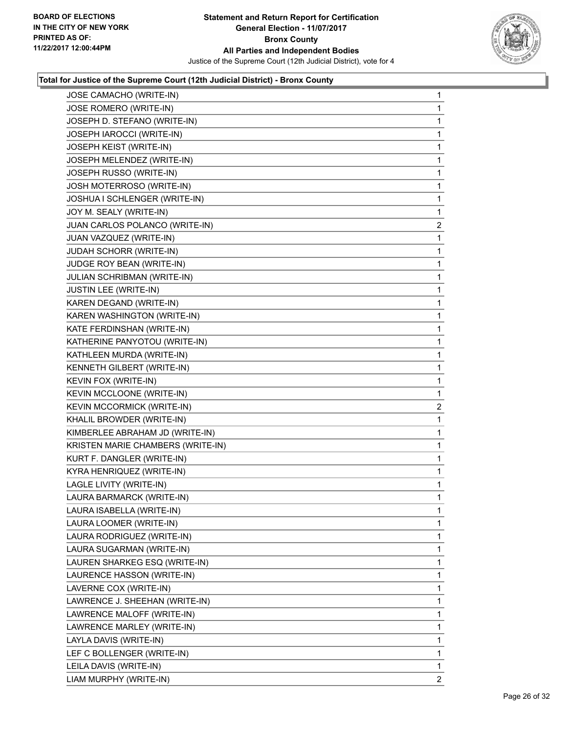**BOARD OF ELECTIONS IN THE CITY OF NEW YORK PRINTED AS OF: 11/22/2017 12:00:44PM**

**Statement and Return Report for Certification General Election - 11/07/2017 Bronx County All Parties and Independent Bodies**

Justice of the Supreme Court (12th Judicial District), vote for 4

### Total for Justice of the Supreme Court (12th Judicial District) - Bronx County

| | |
|---|---|
| JOSE CAMACHO (WRITE-IN) | 1 |
| JOSE ROMERO (WRITE-IN) | 1 |
| JOSEPH D. STEFANO (WRITE-IN) | 1 |
| JOSEPH IAROCCI (WRITE-IN) | 1 |
| JOSEPH KEIST (WRITE-IN) | 1 |
| JOSEPH MELENDEZ (WRITE-IN) | 1 |
| JOSEPH RUSSO (WRITE-IN) | 1 |
| JOSH MOTERROSO (WRITE-IN) | 1 |
| JOSHUA I SCHLENGER (WRITE-IN) | 1 |
| JOY M. SEALY (WRITE-IN) | 1 |
| JUAN CARLOS POLANCO (WRITE-IN) | 2 |
| JUAN VAZQUEZ (WRITE-IN) | 1 |
| JUDAH SCHORR (WRITE-IN) | 1 |
| JUDGE ROY BEAN (WRITE-IN) | 1 |
| JULIAN SCHRIBMAN (WRITE-IN) | 1 |
| JUSTIN LEE (WRITE-IN) | 1 |
| KAREN DEGAND (WRITE-IN) | 1 |
| KAREN WASHINGTON (WRITE-IN) | 1 |
| KATE FERDINSHAN (WRITE-IN) | 1 |
| KATHERINE PANYOTOU (WRITE-IN) | 1 |
| KATHLEEN MURDA (WRITE-IN) | 1 |
| KENNETH GILBERT (WRITE-IN) | 1 |
| KEVIN FOX (WRITE-IN) | 1 |
| KEVIN MCCLOONE (WRITE-IN) | 1 |
| KEVIN MCCORMICK (WRITE-IN) | 2 |
| KHALIL BROWDER (WRITE-IN) | 1 |
| KIMBERLEE ABRAHAM JD (WRITE-IN) | 1 |
| KRISTEN MARIE CHAMBERS (WRITE-IN) | 1 |
| KURT F. DANGLER (WRITE-IN) | 1 |
| KYRA HENRIQUEZ (WRITE-IN) | 1 |
| LAGLE LIVITY (WRITE-IN) | 1 |
| LAURA BARMARCK (WRITE-IN) | 1 |
| LAURA ISABELLA (WRITE-IN) | 1 |
| LAURA LOOMER (WRITE-IN) | 1 |
| LAURA RODRIGUEZ (WRITE-IN) | 1 |
| LAURA SUGARMAN (WRITE-IN) | 1 |
| LAUREN SHARKEG ESQ (WRITE-IN) | 1 |
| LAURENCE HASSON (WRITE-IN) | 1 |
| LAVERNE COX (WRITE-IN) | 1 |
| LAWRENCE J. SHEEHAN (WRITE-IN) | 1 |
| LAWRENCE MALOFF (WRITE-IN) | 1 |
| LAWRENCE MARLEY (WRITE-IN) | 1 |
| LAYLA DAVIS (WRITE-IN) | 1 |
| LEF C BOLLENGER (WRITE-IN) | 1 |
| LEILA DAVIS (WRITE-IN) | 1 |
| LIAM MURPHY (WRITE-IN) | 2 |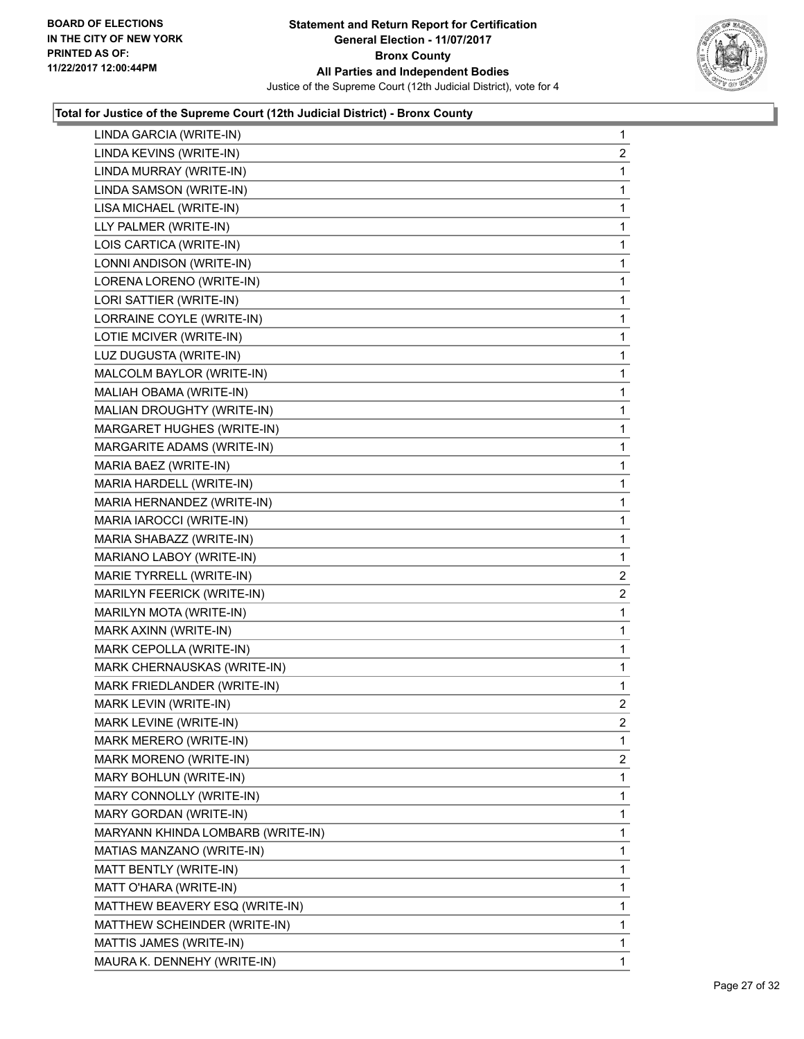**Total for Justice of the Supreme Court (12th Judicial District) - Bronx County**

| | |
|---|---|
| LINDA GARCIA (WRITE-IN) | 1 |
| LINDA KEVINS (WRITE-IN) | 2 |
| LINDA MURRAY (WRITE-IN) | 1 |
| LINDA SAMSON (WRITE-IN) | 1 |
| LISA MICHAEL (WRITE-IN) | 1 |
| LLY PALMER (WRITE-IN) | 1 |
| LOIS CARTICA (WRITE-IN) | 1 |
| LONNI ANDISON (WRITE-IN) | 1 |
| LORENA LORENO (WRITE-IN) | 1 |
| LORI SATTIER (WRITE-IN) | 1 |
| LORRAINE COYLE (WRITE-IN) | 1 |
| LOTIE MCIVER (WRITE-IN) | 1 |
| LUZ DUGUSTA (WRITE-IN) | 1 |
| MALCOLM BAYLOR (WRITE-IN) | 1 |
| MALIAH OBAMA (WRITE-IN) | 1 |
| MALIAN DROUGHTY (WRITE-IN) | 1 |
| MARGARET HUGHES (WRITE-IN) | 1 |
| MARGARITE ADAMS (WRITE-IN) | 1 |
| MARIA BAEZ (WRITE-IN) | 1 |
| MARIA HARDELL (WRITE-IN) | 1 |
| MARIA HERNANDEZ (WRITE-IN) | 1 |
| MARIA IAROCCI (WRITE-IN) | 1 |
| MARIA SHABAZZ (WRITE-IN) | 1 |
| MARIANO LABOY (WRITE-IN) | 1 |
| MARIE TYRRELL (WRITE-IN) | 2 |
| MARILYN FEERICK (WRITE-IN) | 2 |
| MARILYN MOTA (WRITE-IN) | 1 |
| MARK AXINN (WRITE-IN) | 1 |
| MARK CEPOLLA (WRITE-IN) | 1 |
| MARK CHERNAUSKAS (WRITE-IN) | 1 |
| MARK FRIEDLANDER (WRITE-IN) | 1 |
| MARK LEVIN (WRITE-IN) | 2 |
| MARK LEVINE (WRITE-IN) | 2 |
| MARK MERERO (WRITE-IN) | 1 |
| MARK MORENO (WRITE-IN) | 2 |
| MARY BOHLUN (WRITE-IN) | 1 |
| MARY CONNOLLY (WRITE-IN) | 1 |
| MARY GORDAN (WRITE-IN) | 1 |
| MARYANN KHINDA LOMBARB (WRITE-IN) | 1 |
| MATIAS MANZANO (WRITE-IN) | 1 |
| MATT BENTLY (WRITE-IN) | 1 |
| MATT O'HARA (WRITE-IN) | 1 |
| MATTHEW BEAVERY ESQ (WRITE-IN) | 1 |
| MATTHEW SCHEINDER (WRITE-IN) | 1 |
| MATTIS JAMES (WRITE-IN) | 1 |
| MAURA K. DENNEHY (WRITE-IN) | 1 |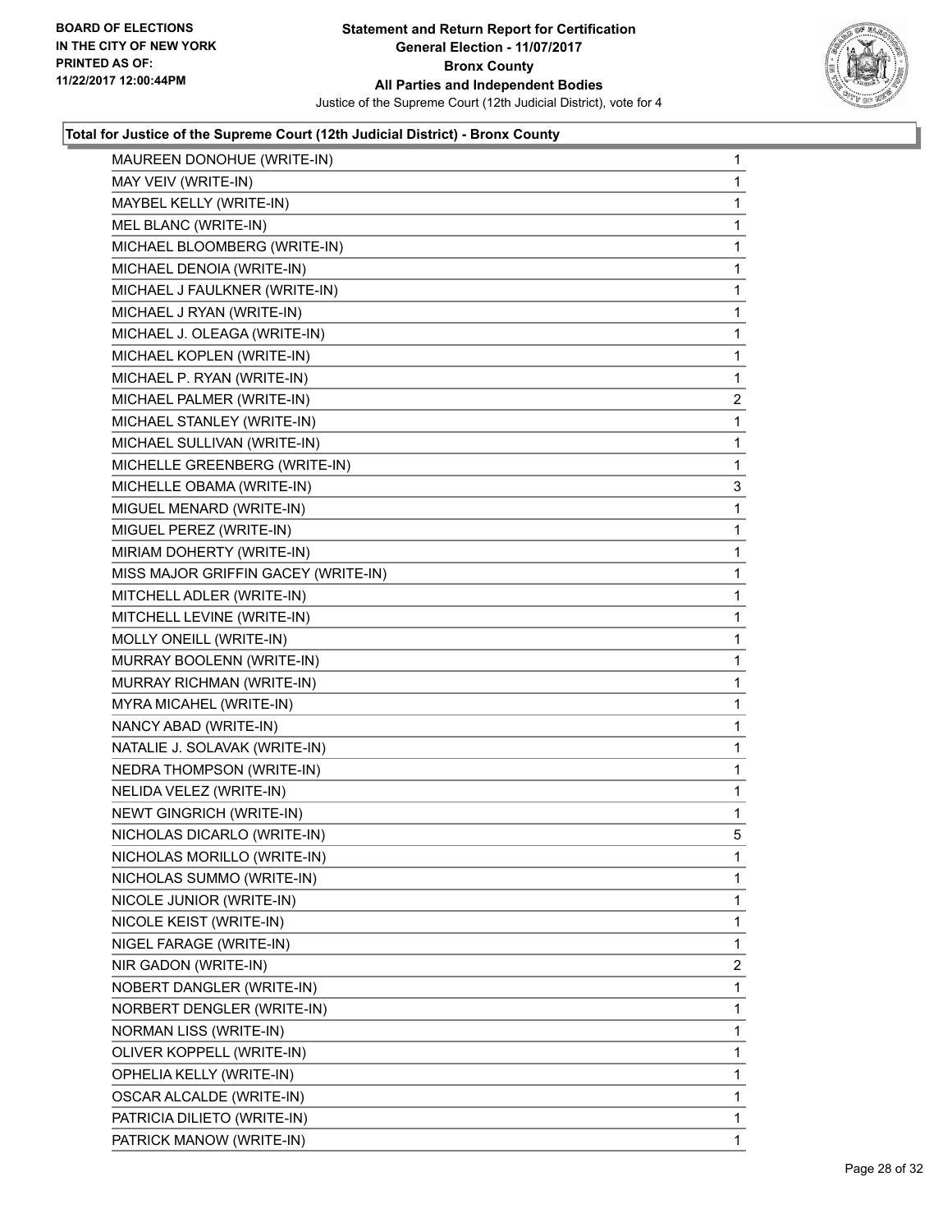**BOARD OF ELECTIONS IN THE CITY OF NEW YORK**
**PRINTED AS OF: 11/22/2017 12:00:44PM**

# Statement and Return Report for Certification
## General Election - 11/07/2017
## Bronx County
## All Parties and Independent Bodies

Justice of the Supreme Court (12th Judicial District), vote for 4

### Total for Justice of the Supreme Court (12th Judicial District) - Bronx County

| | |
|---|---|
| MAUREEN DONOHUE (WRITE-IN) | 1 |
| MAY VEIV (WRITE-IN) | 1 |
| MAYBEL KELLY (WRITE-IN) | 1 |
| MEL BLANC (WRITE-IN) | 1 |
| MICHAEL BLOOMBERG (WRITE-IN) | 1 |
| MICHAEL DENOIA (WRITE-IN) | 1 |
| MICHAEL J FAULKNER (WRITE-IN) | 1 |
| MICHAEL J RYAN (WRITE-IN) | 1 |
| MICHAEL J. OLEAGA (WRITE-IN) | 1 |
| MICHAEL KOPLEN (WRITE-IN) | 1 |
| MICHAEL P. RYAN (WRITE-IN) | 1 |
| MICHAEL PALMER (WRITE-IN) | 2 |
| MICHAEL STANLEY (WRITE-IN) | 1 |
| MICHAEL SULLIVAN (WRITE-IN) | 1 |
| MICHELLE GREENBERG (WRITE-IN) | 1 |
| MICHELLE OBAMA (WRITE-IN) | 3 |
| MIGUEL MENARD (WRITE-IN) | 1 |
| MIGUEL PEREZ (WRITE-IN) | 1 |
| MIRIAM DOHERTY (WRITE-IN) | 1 |
| MISS MAJOR GRIFFIN GACEY (WRITE-IN) | 1 |
| MITCHELL ADLER (WRITE-IN) | 1 |
| MITCHELL LEVINE (WRITE-IN) | 1 |
| MOLLY ONEILL (WRITE-IN) | 1 |
| MURRAY BOOLENN (WRITE-IN) | 1 |
| MURRAY RICHMAN (WRITE-IN) | 1 |
| MYRA MICAHEL (WRITE-IN) | 1 |
| NANCY ABAD (WRITE-IN) | 1 |
| NATALIE J. SOLAVAK (WRITE-IN) | 1 |
| NEDRA THOMPSON (WRITE-IN) | 1 |
| NELIDA VELEZ (WRITE-IN) | 1 |
| NEWT GINGRICH (WRITE-IN) | 1 |
| NICHOLAS DICARLO (WRITE-IN) | 5 |
| NICHOLAS MORILLO (WRITE-IN) | 1 |
| NICHOLAS SUMMO (WRITE-IN) | 1 |
| NICOLE JUNIOR (WRITE-IN) | 1 |
| NICOLE KEIST (WRITE-IN) | 1 |
| NIGEL FARAGE (WRITE-IN) | 1 |
| NIR GADON (WRITE-IN) | 2 |
| NOBERT DANGLER (WRITE-IN) | 1 |
| NORBERT DENGLER (WRITE-IN) | 1 |
| NORMAN LISS (WRITE-IN) | 1 |
| OLIVER KOPPELL (WRITE-IN) | 1 |
| OPHELIA KELLY (WRITE-IN) | 1 |
| OSCAR ALCALDE (WRITE-IN) | 1 |
| PATRICIA DILIETO (WRITE-IN) | 1 |
| PATRICK MANOW (WRITE-IN) | 1 |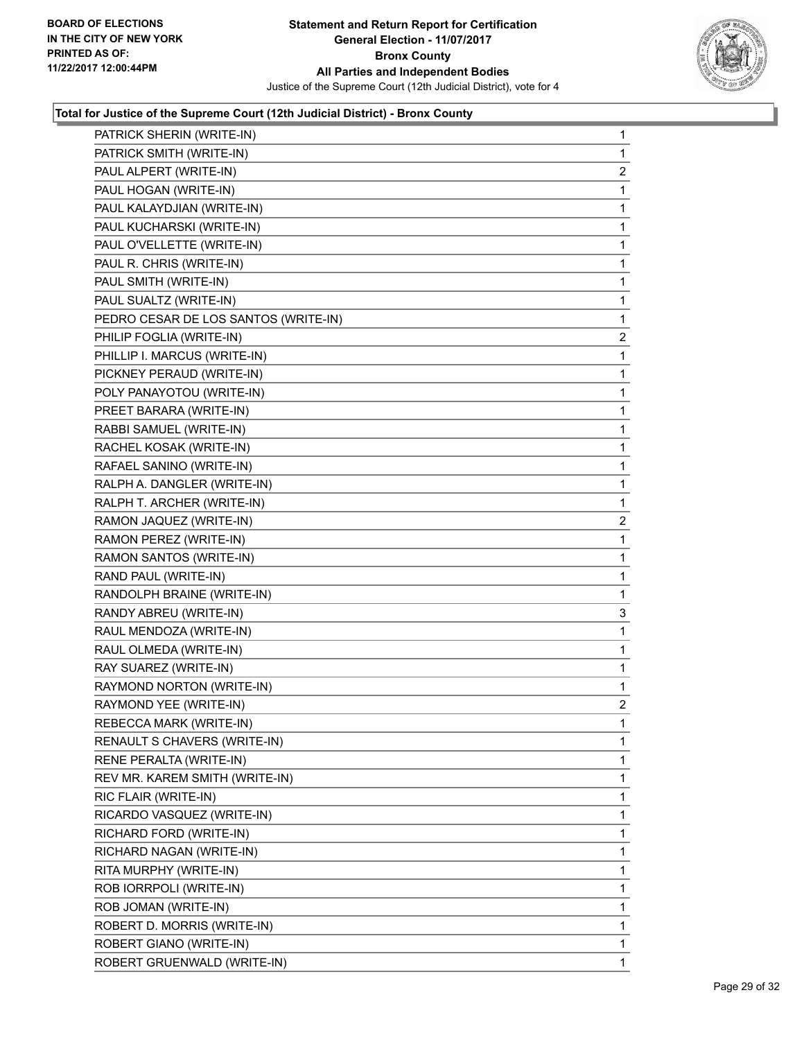BOARD OF ELECTIONS
IN THE CITY OF NEW YORK
PRINTED AS OF:
11/22/2017 12:00:44PM

**Statement and Return Report for Certification**
**General Election - 11/07/2017**
**Bronx County**
**All Parties and Independent Bodies**
Justice of the Supreme Court (12th Judicial District), vote for 4

**Total for Justice of the Supreme Court (12th Judicial District) - Bronx County**

| | |
|---|---|
| PATRICK SHERIN (WRITE-IN) | 1 |
| PATRICK SMITH (WRITE-IN) | 1 |
| PAUL ALPERT (WRITE-IN) | 2 |
| PAUL HOGAN (WRITE-IN) | 1 |
| PAUL KALAYDJIAN (WRITE-IN) | 1 |
| PAUL KUCHARSKI (WRITE-IN) | 1 |
| PAUL O'VELLETTE (WRITE-IN) | 1 |
| PAUL R. CHRIS (WRITE-IN) | 1 |
| PAUL SMITH (WRITE-IN) | 1 |
| PAUL SUALTZ (WRITE-IN) | 1 |
| PEDRO CESAR DE LOS SANTOS (WRITE-IN) | 1 |
| PHILIP FOGLIA (WRITE-IN) | 2 |
| PHILLIP I. MARCUS (WRITE-IN) | 1 |
| PICKNEY PERAUD (WRITE-IN) | 1 |
| POLY PANAYOTOU (WRITE-IN) | 1 |
| PREET BARARA (WRITE-IN) | 1 |
| RABBI SAMUEL (WRITE-IN) | 1 |
| RACHEL KOSAK (WRITE-IN) | 1 |
| RAFAEL SANINO (WRITE-IN) | 1 |
| RALPH A. DANGLER (WRITE-IN) | 1 |
| RALPH T. ARCHER (WRITE-IN) | 1 |
| RAMON JAQUEZ (WRITE-IN) | 2 |
| RAMON PEREZ (WRITE-IN) | 1 |
| RAMON SANTOS (WRITE-IN) | 1 |
| RAND PAUL (WRITE-IN) | 1 |
| RANDOLPH BRAINE (WRITE-IN) | 1 |
| RANDY ABREU (WRITE-IN) | 3 |
| RAUL MENDOZA (WRITE-IN) | 1 |
| RAUL OLMEDA (WRITE-IN) | 1 |
| RAY SUAREZ (WRITE-IN) | 1 |
| RAYMOND NORTON (WRITE-IN) | 1 |
| RAYMOND YEE (WRITE-IN) | 2 |
| REBECCA MARK (WRITE-IN) | 1 |
| RENAULT S CHAVERS (WRITE-IN) | 1 |
| RENE PERALTA (WRITE-IN) | 1 |
| REV MR. KAREM SMITH (WRITE-IN) | 1 |
| RIC FLAIR (WRITE-IN) | 1 |
| RICARDO VASQUEZ (WRITE-IN) | 1 |
| RICHARD FORD (WRITE-IN) | 1 |
| RICHARD NAGAN (WRITE-IN) | 1 |
| RITA MURPHY (WRITE-IN) | 1 |
| ROB IORRPOLI (WRITE-IN) | 1 |
| ROB JOMAN (WRITE-IN) | 1 |
| ROBERT D. MORRIS (WRITE-IN) | 1 |
| ROBERT GIANO (WRITE-IN) | 1 |
| ROBERT GRUENWALD (WRITE-IN) | 1 |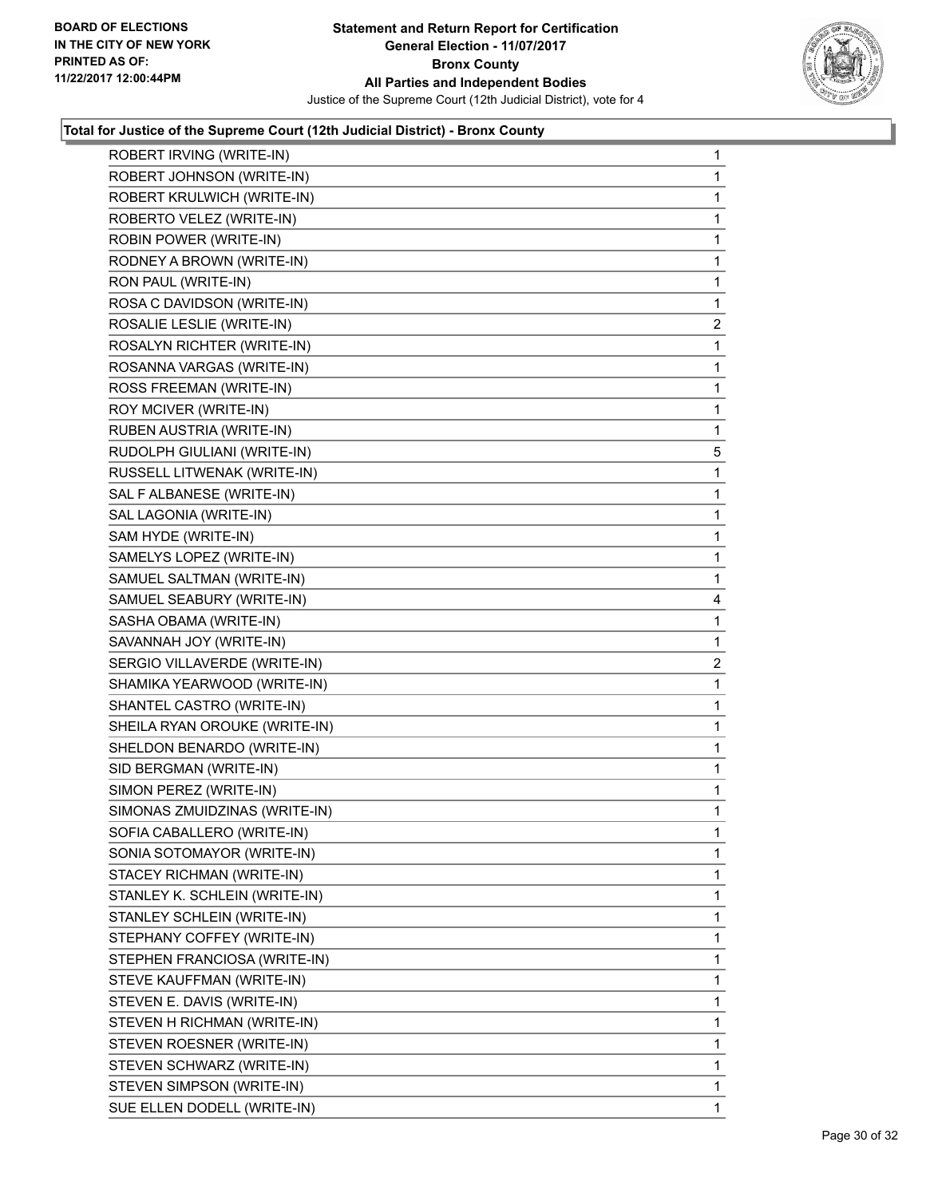**Total for Justice of the Supreme Court (12th Judicial District) - Bronx County**

| Candidate | Votes |
|---|---|
| ROBERT IRVING (WRITE-IN) | 1 |
| ROBERT JOHNSON (WRITE-IN) | 1 |
| ROBERT KRULWICH (WRITE-IN) | 1 |
| ROBERTO VELEZ (WRITE-IN) | 1 |
| ROBIN POWER (WRITE-IN) | 1 |
| RODNEY A BROWN (WRITE-IN) | 1 |
| RON PAUL (WRITE-IN) | 1 |
| ROSA C DAVIDSON (WRITE-IN) | 1 |
| ROSALIE LESLIE (WRITE-IN) | 2 |
| ROSALYN RICHTER (WRITE-IN) | 1 |
| ROSANNA VARGAS (WRITE-IN) | 1 |
| ROSS FREEMAN (WRITE-IN) | 1 |
| ROY MCIVER (WRITE-IN) | 1 |
| RUBEN AUSTRIA (WRITE-IN) | 1 |
| RUDOLPH GIULIANI (WRITE-IN) | 5 |
| RUSSELL LITWENAK (WRITE-IN) | 1 |
| SAL F ALBANESE (WRITE-IN) | 1 |
| SAL LAGONIA (WRITE-IN) | 1 |
| SAM HYDE (WRITE-IN) | 1 |
| SAMELYS LOPEZ (WRITE-IN) | 1 |
| SAMUEL SALTMAN (WRITE-IN) | 1 |
| SAMUEL SEABURY (WRITE-IN) | 4 |
| SASHA OBAMA (WRITE-IN) | 1 |
| SAVANNAH JOY (WRITE-IN) | 1 |
| SERGIO VILLAVERDE (WRITE-IN) | 2 |
| SHAMIKA YEARWOOD (WRITE-IN) | 1 |
| SHANTEL CASTRO (WRITE-IN) | 1 |
| SHEILA RYAN OROUKE (WRITE-IN) | 1 |
| SHELDON BENARDO (WRITE-IN) | 1 |
| SID BERGMAN (WRITE-IN) | 1 |
| SIMON PEREZ (WRITE-IN) | 1 |
| SIMONAS ZMUIDZINAS (WRITE-IN) | 1 |
| SOFIA CABALLERO (WRITE-IN) | 1 |
| SONIA SOTOMAYOR (WRITE-IN) | 1 |
| STACEY RICHMAN (WRITE-IN) | 1 |
| STANLEY K. SCHLEIN (WRITE-IN) | 1 |
| STANLEY SCHLEIN (WRITE-IN) | 1 |
| STEPHANY COFFEY (WRITE-IN) | 1 |
| STEPHEN FRANCIOSA (WRITE-IN) | 1 |
| STEVE KAUFFMAN (WRITE-IN) | 1 |
| STEVEN E. DAVIS (WRITE-IN) | 1 |
| STEVEN H RICHMAN (WRITE-IN) | 1 |
| STEVEN ROESNER (WRITE-IN) | 1 |
| STEVEN SCHWARZ (WRITE-IN) | 1 |
| STEVEN SIMPSON (WRITE-IN) | 1 |
| SUE ELLEN DODELL (WRITE-IN) | 1 |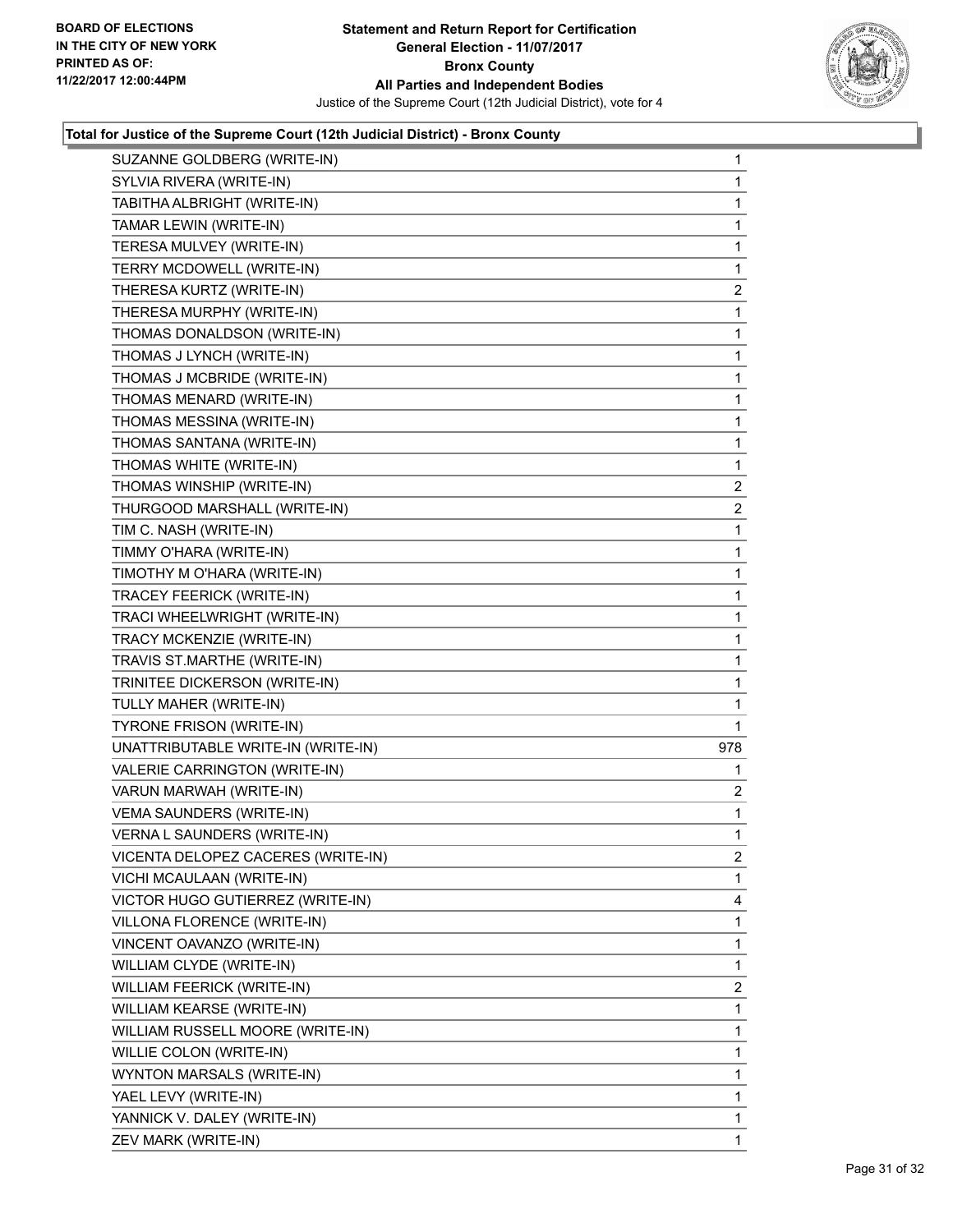**BOARD OF ELECTIONS IN THE CITY OF NEW YORK PRINTED AS OF: 11/22/2017 12:00:44PM**

**Statement and Return Report for Certification**
**General Election - 11/07/2017**
**Bronx County**
**All Parties and Independent Bodies**
Justice of the Supreme Court (12th Judicial District), vote for 4

**Total for Justice of the Supreme Court (12th Judicial District) - Bronx County**

| | |
|---|---|
| SUZANNE GOLDBERG (WRITE-IN) | 1 |
| SYLVIA RIVERA (WRITE-IN) | 1 |
| TABITHA ALBRIGHT (WRITE-IN) | 1 |
| TAMAR LEWIN (WRITE-IN) | 1 |
| TERESA MULVEY (WRITE-IN) | 1 |
| TERRY MCDOWELL (WRITE-IN) | 1 |
| THERESA KURTZ (WRITE-IN) | 2 |
| THERESA MURPHY (WRITE-IN) | 1 |
| THOMAS DONALDSON (WRITE-IN) | 1 |
| THOMAS J LYNCH (WRITE-IN) | 1 |
| THOMAS J MCBRIDE (WRITE-IN) | 1 |
| THOMAS MENARD (WRITE-IN) | 1 |
| THOMAS MESSINA (WRITE-IN) | 1 |
| THOMAS SANTANA (WRITE-IN) | 1 |
| THOMAS WHITE (WRITE-IN) | 1 |
| THOMAS WINSHIP (WRITE-IN) | 2 |
| THURGOOD MARSHALL (WRITE-IN) | 2 |
| TIM C. NASH (WRITE-IN) | 1 |
| TIMMY O'HARA (WRITE-IN) | 1 |
| TIMOTHY M O'HARA (WRITE-IN) | 1 |
| TRACEY FEERICK (WRITE-IN) | 1 |
| TRACI WHEELWRIGHT (WRITE-IN) | 1 |
| TRACY MCKENZIE (WRITE-IN) | 1 |
| TRAVIS ST.MARTHE (WRITE-IN) | 1 |
| TRINITEE DICKERSON (WRITE-IN) | 1 |
| TULLY MAHER (WRITE-IN) | 1 |
| TYRONE FRISON (WRITE-IN) | 1 |
| UNATTRIBUTABLE WRITE-IN (WRITE-IN) | 978 |
| VALERIE CARRINGTON (WRITE-IN) | 1 |
| VARUN MARWAH (WRITE-IN) | 2 |
| VEMA SAUNDERS (WRITE-IN) | 1 |
| VERNA L SAUNDERS (WRITE-IN) | 1 |
| VICENTA DELOPEZ CACERES (WRITE-IN) | 2 |
| VICHI MCAULAAN (WRITE-IN) | 1 |
| VICTOR HUGO GUTIERREZ (WRITE-IN) | 4 |
| VILLONA FLORENCE (WRITE-IN) | 1 |
| VINCENT OAVANZO (WRITE-IN) | 1 |
| WILLIAM CLYDE (WRITE-IN) | 1 |
| WILLIAM FEERICK (WRITE-IN) | 2 |
| WILLIAM KEARSE (WRITE-IN) | 1 |
| WILLIAM RUSSELL MOORE (WRITE-IN) | 1 |
| WILLIE COLON (WRITE-IN) | 1 |
| WYNTON MARSALS (WRITE-IN) | 1 |
| YAEL LEVY (WRITE-IN) | 1 |
| YANNICK V. DALEY (WRITE-IN) | 1 |
| ZEV MARK (WRITE-IN) | 1 |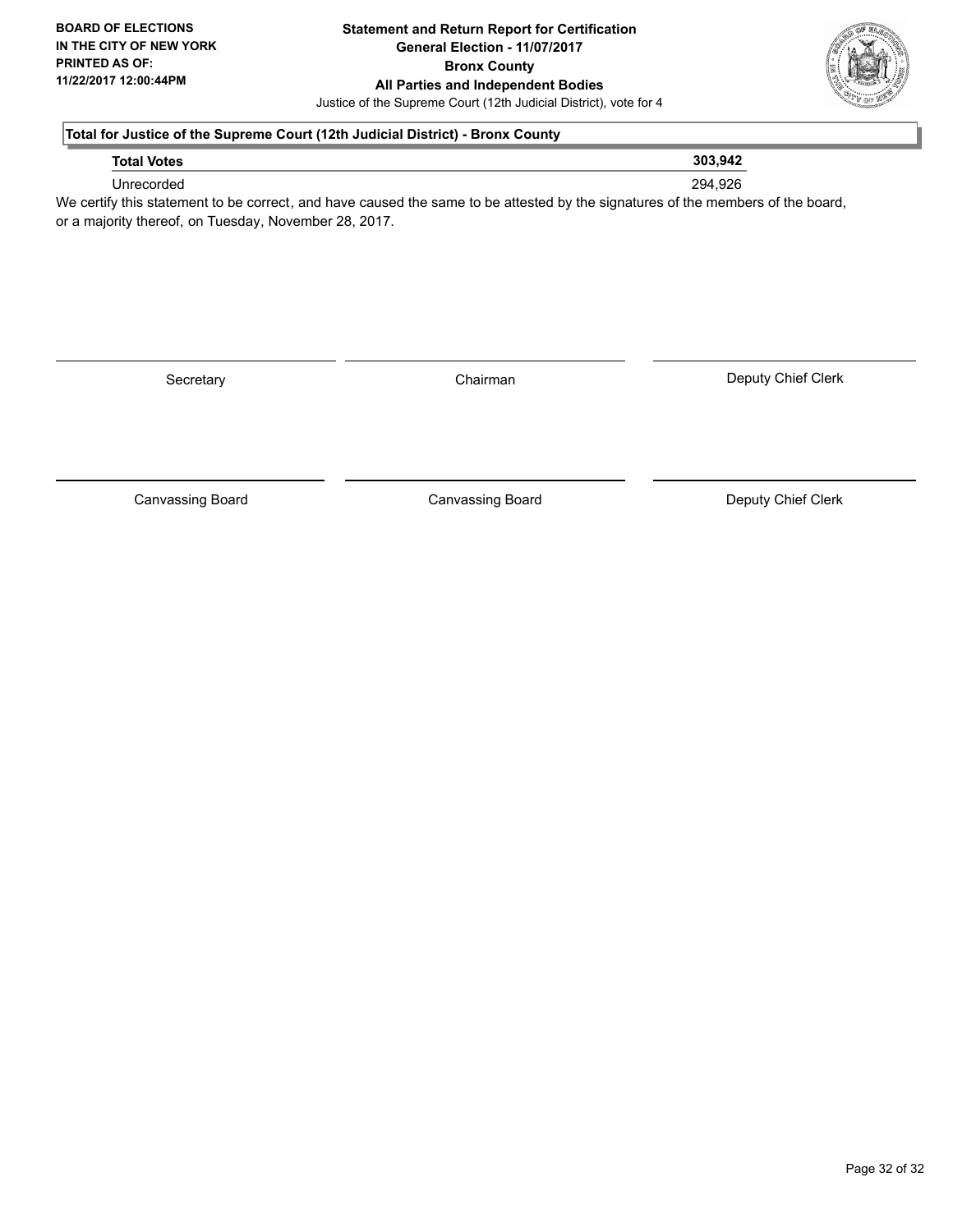**BOARD OF ELECTIONS IN THE CITY OF NEW YORK PRINTED AS OF: 11/22/2017 12:00:44PM**

**Statement and Return Report for Certification**
**General Election - 11/07/2017**
**Bronx County**
**All Parties and Independent Bodies**
Justice of the Supreme Court (12th Judicial District), vote for 4

**Total for Justice of the Supreme Court (12th Judicial District) - Bronx County**

| | |
|---|---|
| **Total Votes** | **303,942** |
| Unrecorded | 294,926 |

We certify this statement to be correct, and have caused the same to be attested by the signatures of the members of the board, or a majority thereof, on Tuesday, November 28, 2017.

Secretary | Chairman | Deputy Chief Clerk

Canvassing Board | Canvassing Board | Deputy Chief Clerk